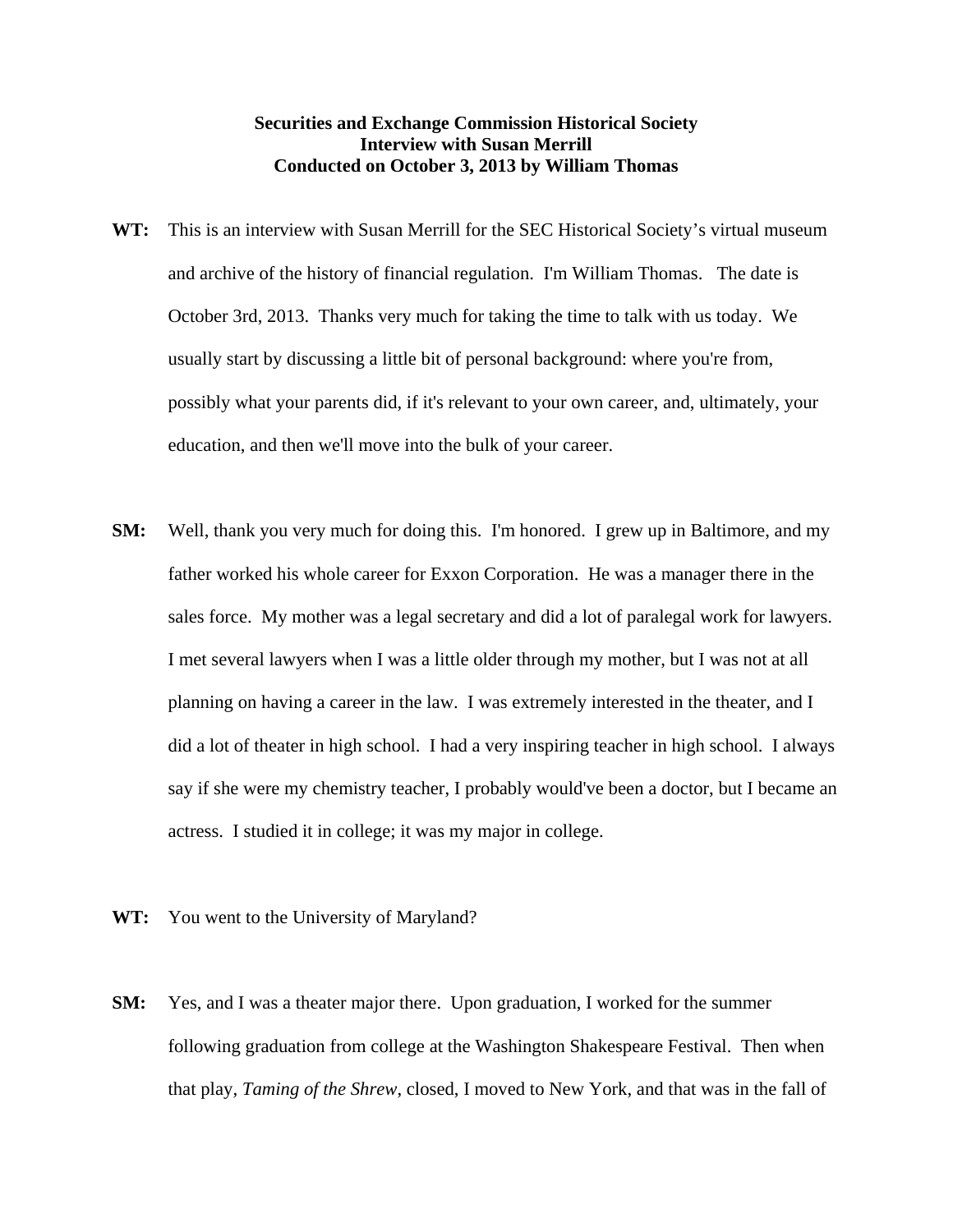**Securities and Exchange Commission Historical Society**
**Interview with Susan Merrill**
**Conducted on October 3, 2013 by William Thomas**

**WT:** This is an interview with Susan Merrill for the SEC Historical Society's virtual museum and archive of the history of financial regulation. I'm William Thomas. The date is October 3rd, 2013. Thanks very much for taking the time to talk with us today. We usually start by discussing a little bit of personal background: where you're from, possibly what your parents did, if it's relevant to your own career, and, ultimately, your education, and then we'll move into the bulk of your career.

**SM:** Well, thank you very much for doing this. I'm honored. I grew up in Baltimore, and my father worked his whole career for Exxon Corporation. He was a manager there in the sales force. My mother was a legal secretary and did a lot of paralegal work for lawyers. I met several lawyers when I was a little older through my mother, but I was not at all planning on having a career in the law. I was extremely interested in the theater, and I did a lot of theater in high school. I had a very inspiring teacher in high school. I always say if she were my chemistry teacher, I probably would've been a doctor, but I became an actress. I studied it in college; it was my major in college.

**WT:** You went to the University of Maryland?

**SM:** Yes, and I was a theater major there. Upon graduation, I worked for the summer following graduation from college at the Washington Shakespeare Festival. Then when that play, *Taming of the Shrew*, closed, I moved to New York, and that was in the fall of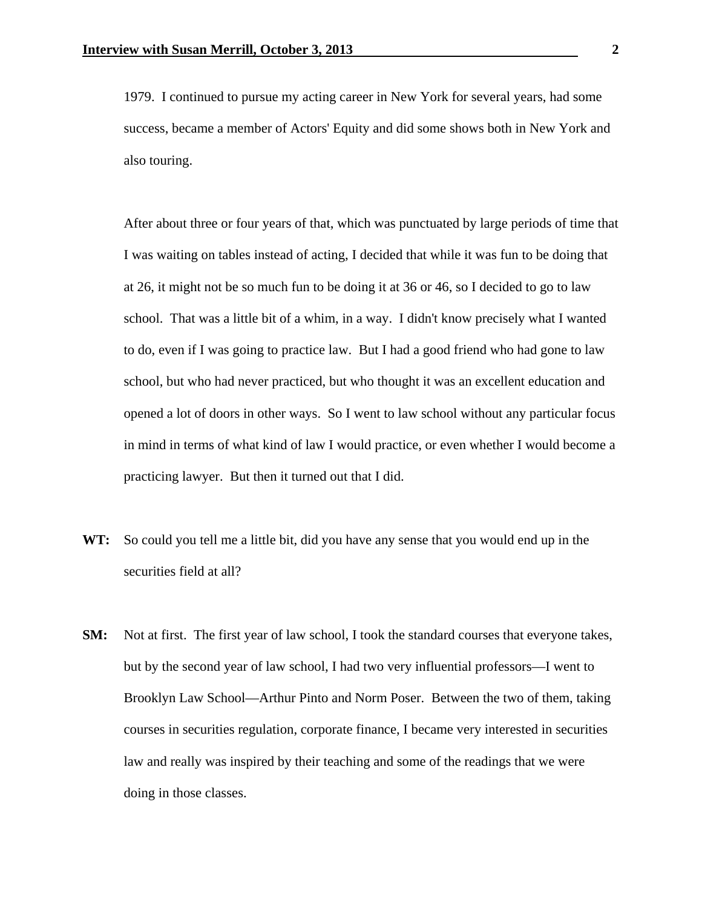1979. I continued to pursue my acting career in New York for several years, had some success, became a member of Actors' Equity and did some shows both in New York and also touring.

After about three or four years of that, which was punctuated by large periods of time that I was waiting on tables instead of acting, I decided that while it was fun to be doing that at 26, it might not be so much fun to be doing it at 36 or 46, so I decided to go to law school. That was a little bit of a whim, in a way. I didn't know precisely what I wanted to do, even if I was going to practice law. But I had a good friend who had gone to law school, but who had never practiced, but who thought it was an excellent education and opened a lot of doors in other ways. So I went to law school without any particular focus in mind in terms of what kind of law I would practice, or even whether I would become a practicing lawyer. But then it turned out that I did.

**WT:** So could you tell me a little bit, did you have any sense that you would end up in the securities field at all?

**SM:** Not at first. The first year of law school, I took the standard courses that everyone takes, but by the second year of law school, I had two very influential professors—I went to Brooklyn Law School—Arthur Pinto and Norm Poser. Between the two of them, taking courses in securities regulation, corporate finance, I became very interested in securities law and really was inspired by their teaching and some of the readings that we were doing in those classes.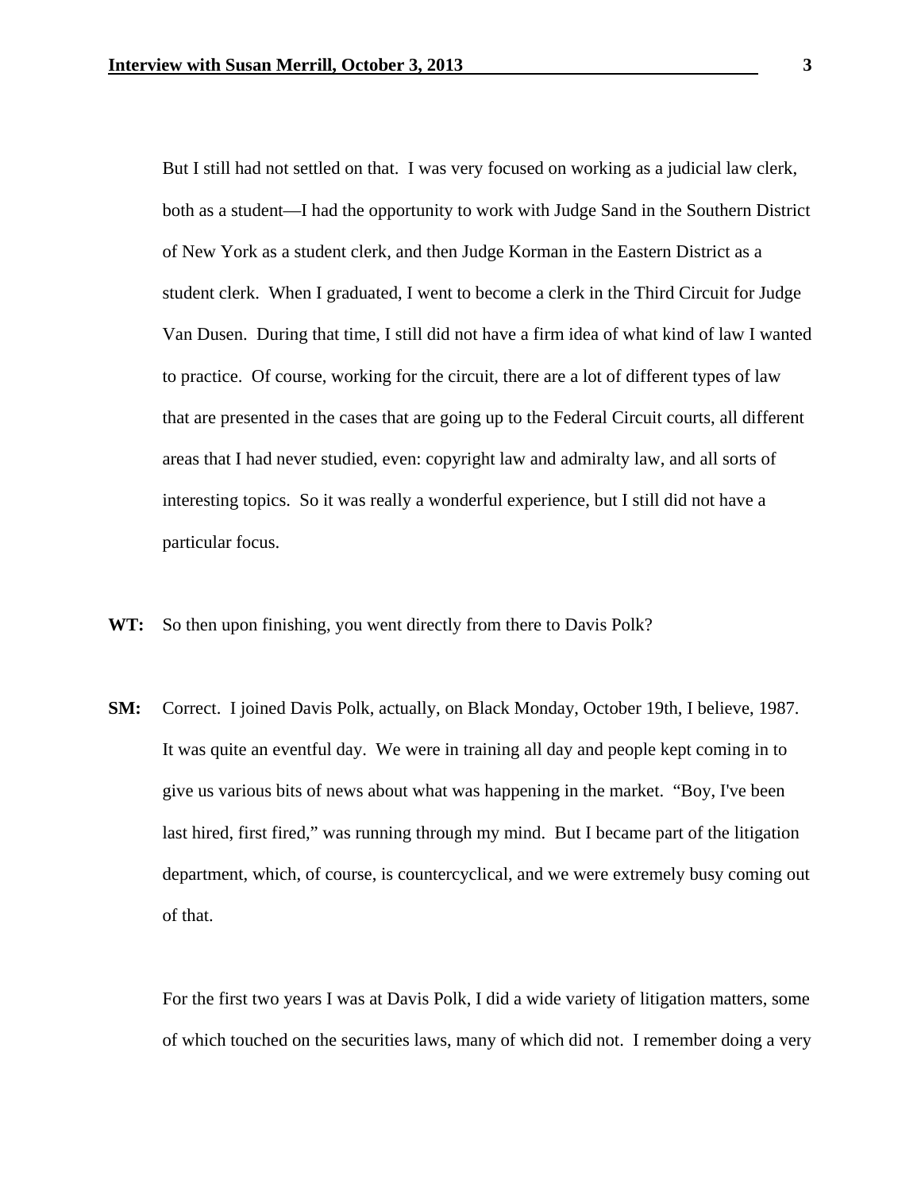But I still had not settled on that. I was very focused on working as a judicial law clerk, both as a student—I had the opportunity to work with Judge Sand in the Southern District of New York as a student clerk, and then Judge Korman in the Eastern District as a student clerk. When I graduated, I went to become a clerk in the Third Circuit for Judge Van Dusen. During that time, I still did not have a firm idea of what kind of law I wanted to practice. Of course, working for the circuit, there are a lot of different types of law that are presented in the cases that are going up to the Federal Circuit courts, all different areas that I had never studied, even: copyright law and admiralty law, and all sorts of interesting topics. So it was really a wonderful experience, but I still did not have a particular focus.

**WT:** So then upon finishing, you went directly from there to Davis Polk?

**SM:** Correct. I joined Davis Polk, actually, on Black Monday, October 19th, I believe, 1987. It was quite an eventful day. We were in training all day and people kept coming in to give us various bits of news about what was happening in the market. "Boy, I've been last hired, first fired," was running through my mind. But I became part of the litigation department, which, of course, is countercyclical, and we were extremely busy coming out of that.

For the first two years I was at Davis Polk, I did a wide variety of litigation matters, some of which touched on the securities laws, many of which did not. I remember doing a very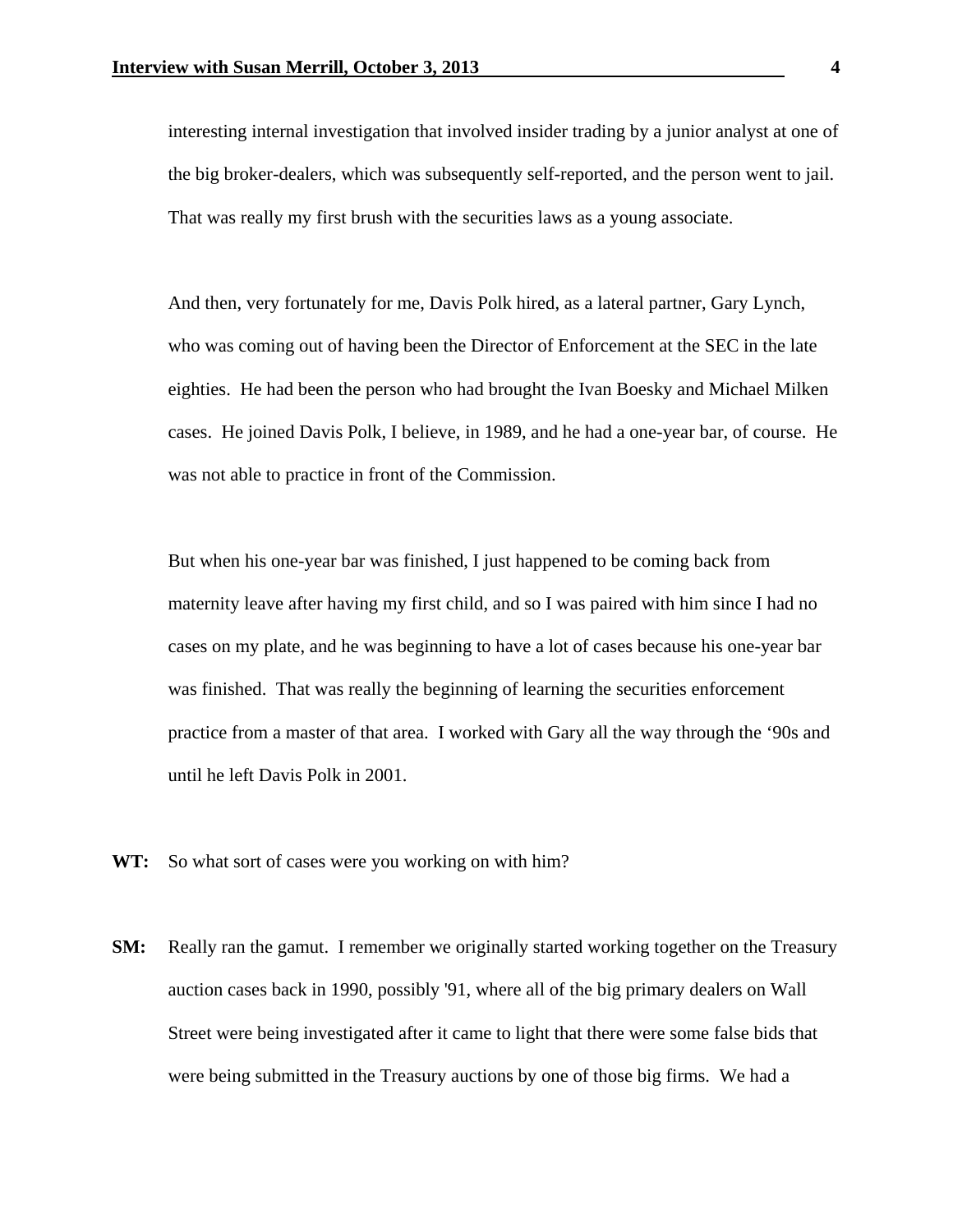interesting internal investigation that involved insider trading by a junior analyst at one of the big broker-dealers, which was subsequently self-reported, and the person went to jail. That was really my first brush with the securities laws as a young associate.

And then, very fortunately for me, Davis Polk hired, as a lateral partner, Gary Lynch, who was coming out of having been the Director of Enforcement at the SEC in the late eighties. He had been the person who had brought the Ivan Boesky and Michael Milken cases. He joined Davis Polk, I believe, in 1989, and he had a one-year bar, of course. He was not able to practice in front of the Commission.

But when his one-year bar was finished, I just happened to be coming back from maternity leave after having my first child, and so I was paired with him since I had no cases on my plate, and he was beginning to have a lot of cases because his one-year bar was finished. That was really the beginning of learning the securities enforcement practice from a master of that area. I worked with Gary all the way through the '90s and until he left Davis Polk in 2001.

**WT:** So what sort of cases were you working on with him?

**SM:** Really ran the gamut. I remember we originally started working together on the Treasury auction cases back in 1990, possibly '91, where all of the big primary dealers on Wall Street were being investigated after it came to light that there were some false bids that were being submitted in the Treasury auctions by one of those big firms. We had a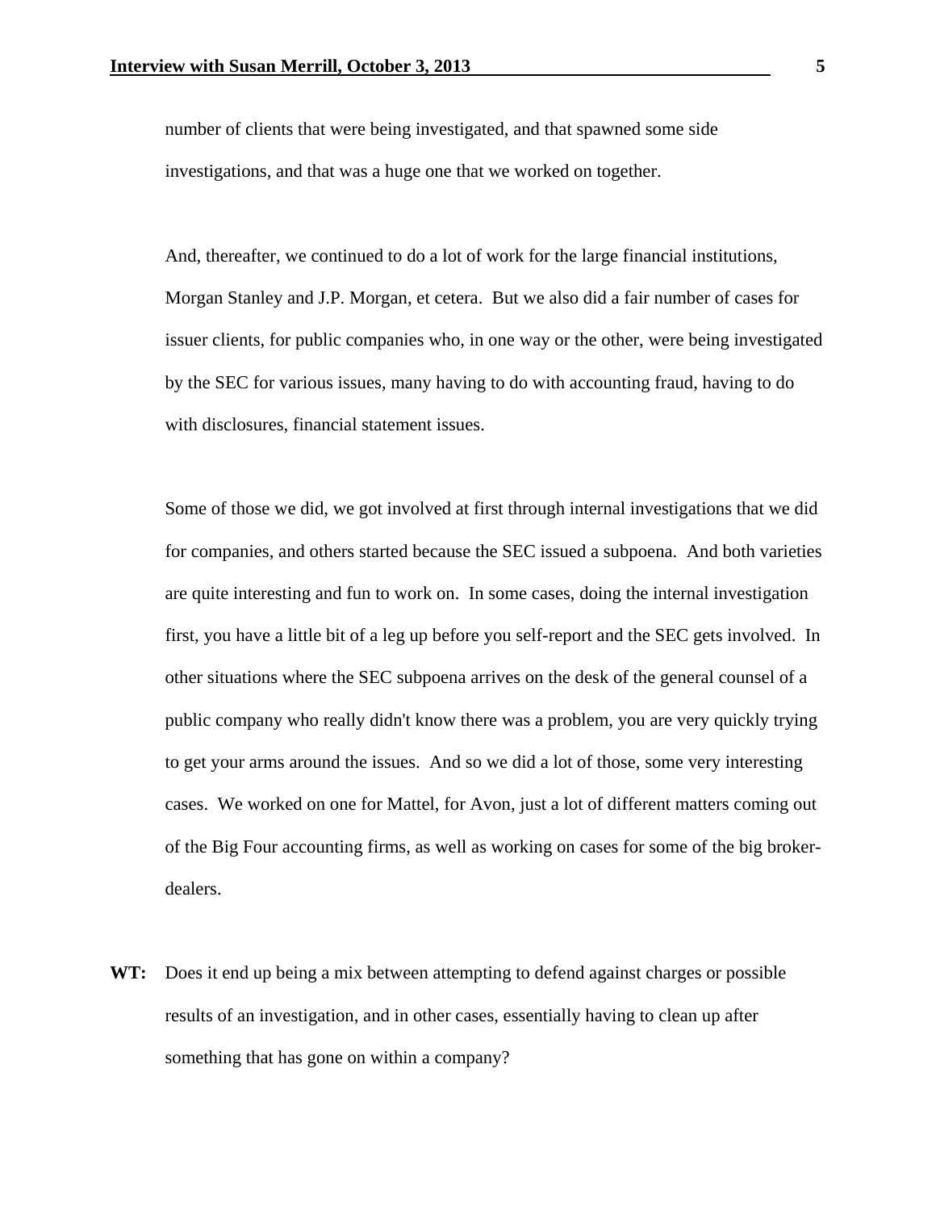number of clients that were being investigated, and that spawned some side investigations, and that was a huge one that we worked on together.

And, thereafter, we continued to do a lot of work for the large financial institutions, Morgan Stanley and J.P. Morgan, et cetera. But we also did a fair number of cases for issuer clients, for public companies who, in one way or the other, were being investigated by the SEC for various issues, many having to do with accounting fraud, having to do with disclosures, financial statement issues.

Some of those we did, we got involved at first through internal investigations that we did for companies, and others started because the SEC issued a subpoena. And both varieties are quite interesting and fun to work on. In some cases, doing the internal investigation first, you have a little bit of a leg up before you self-report and the SEC gets involved. In other situations where the SEC subpoena arrives on the desk of the general counsel of a public company who really didn't know there was a problem, you are very quickly trying to get your arms around the issues. And so we did a lot of those, some very interesting cases. We worked on one for Mattel, for Avon, just a lot of different matters coming out of the Big Four accounting firms, as well as working on cases for some of the big broker-dealers.

**WT:** Does it end up being a mix between attempting to defend against charges or possible results of an investigation, and in other cases, essentially having to clean up after something that has gone on within a company?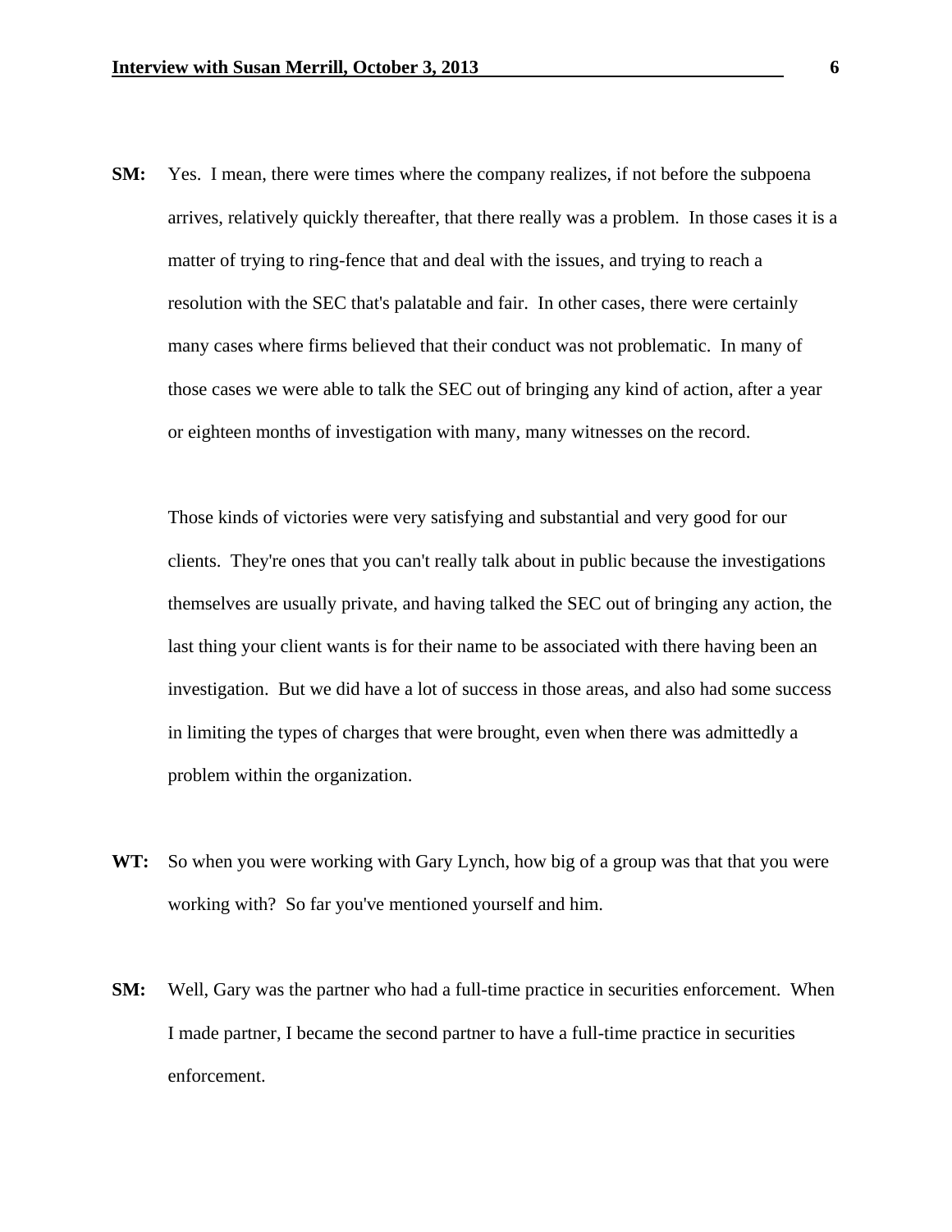**SM:** Yes. I mean, there were times where the company realizes, if not before the subpoena arrives, relatively quickly thereafter, that there really was a problem. In those cases it is a matter of trying to ring-fence that and deal with the issues, and trying to reach a resolution with the SEC that's palatable and fair. In other cases, there were certainly many cases where firms believed that their conduct was not problematic. In many of those cases we were able to talk the SEC out of bringing any kind of action, after a year or eighteen months of investigation with many, many witnesses on the record.

Those kinds of victories were very satisfying and substantial and very good for our clients. They're ones that you can't really talk about in public because the investigations themselves are usually private, and having talked the SEC out of bringing any action, the last thing your client wants is for their name to be associated with there having been an investigation. But we did have a lot of success in those areas, and also had some success in limiting the types of charges that were brought, even when there was admittedly a problem within the organization.

**WT:** So when you were working with Gary Lynch, how big of a group was that that you were working with? So far you've mentioned yourself and him.

**SM:** Well, Gary was the partner who had a full-time practice in securities enforcement. When I made partner, I became the second partner to have a full-time practice in securities enforcement.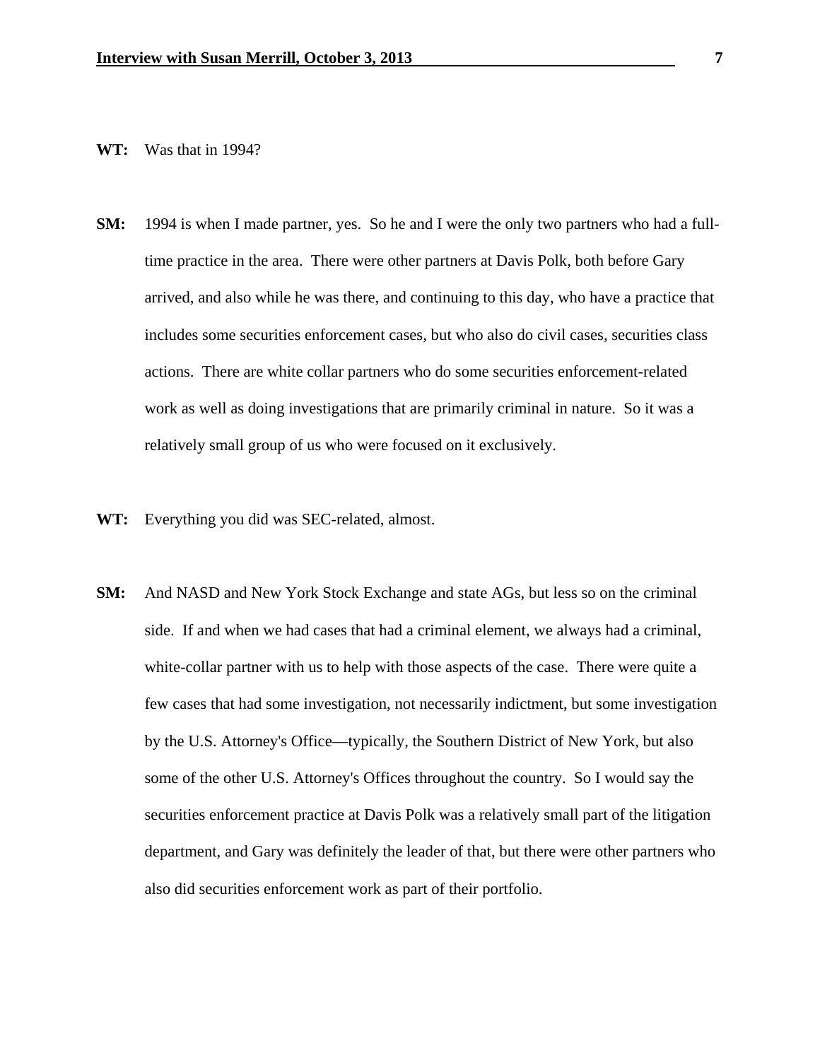**WT:** Was that in 1994?

**SM:** 1994 is when I made partner, yes. So he and I were the only two partners who had a full-time practice in the area. There were other partners at Davis Polk, both before Gary arrived, and also while he was there, and continuing to this day, who have a practice that includes some securities enforcement cases, but who also do civil cases, securities class actions. There are white collar partners who do some securities enforcement-related work as well as doing investigations that are primarily criminal in nature. So it was a relatively small group of us who were focused on it exclusively.

**WT:** Everything you did was SEC-related, almost.

**SM:** And NASD and New York Stock Exchange and state AGs, but less so on the criminal side. If and when we had cases that had a criminal element, we always had a criminal, white-collar partner with us to help with those aspects of the case. There were quite a few cases that had some investigation, not necessarily indictment, but some investigation by the U.S. Attorney's Office—typically, the Southern District of New York, but also some of the other U.S. Attorney's Offices throughout the country. So I would say the securities enforcement practice at Davis Polk was a relatively small part of the litigation department, and Gary was definitely the leader of that, but there were other partners who also did securities enforcement work as part of their portfolio.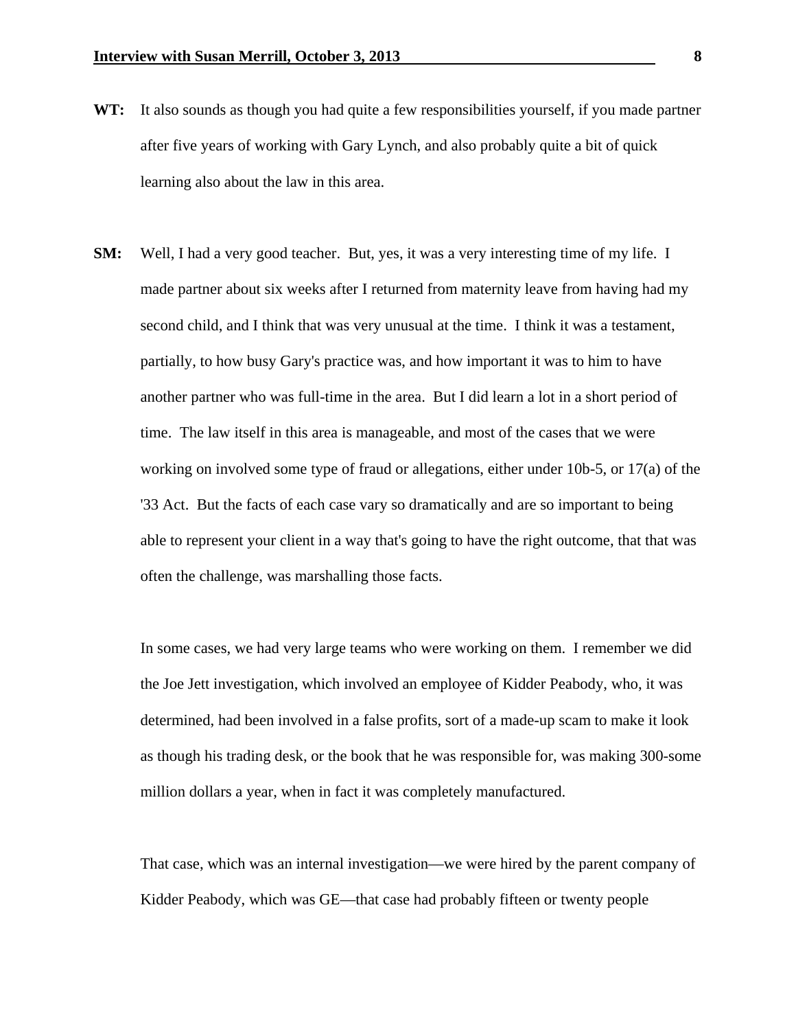**WT:** It also sounds as though you had quite a few responsibilities yourself, if you made partner after five years of working with Gary Lynch, and also probably quite a bit of quick learning also about the law in this area.

**SM:** Well, I had a very good teacher. But, yes, it was a very interesting time of my life. I made partner about six weeks after I returned from maternity leave from having had my second child, and I think that was very unusual at the time. I think it was a testament, partially, to how busy Gary's practice was, and how important it was to him to have another partner who was full-time in the area. But I did learn a lot in a short period of time. The law itself in this area is manageable, and most of the cases that we were working on involved some type of fraud or allegations, either under 10b-5, or 17(a) of the '33 Act. But the facts of each case vary so dramatically and are so important to being able to represent your client in a way that's going to have the right outcome, that that was often the challenge, was marshalling those facts.

In some cases, we had very large teams who were working on them. I remember we did the Joe Jett investigation, which involved an employee of Kidder Peabody, who, it was determined, had been involved in a false profits, sort of a made-up scam to make it look as though his trading desk, or the book that he was responsible for, was making 300-some million dollars a year, when in fact it was completely manufactured.

That case, which was an internal investigation—we were hired by the parent company of Kidder Peabody, which was GE—that case had probably fifteen or twenty people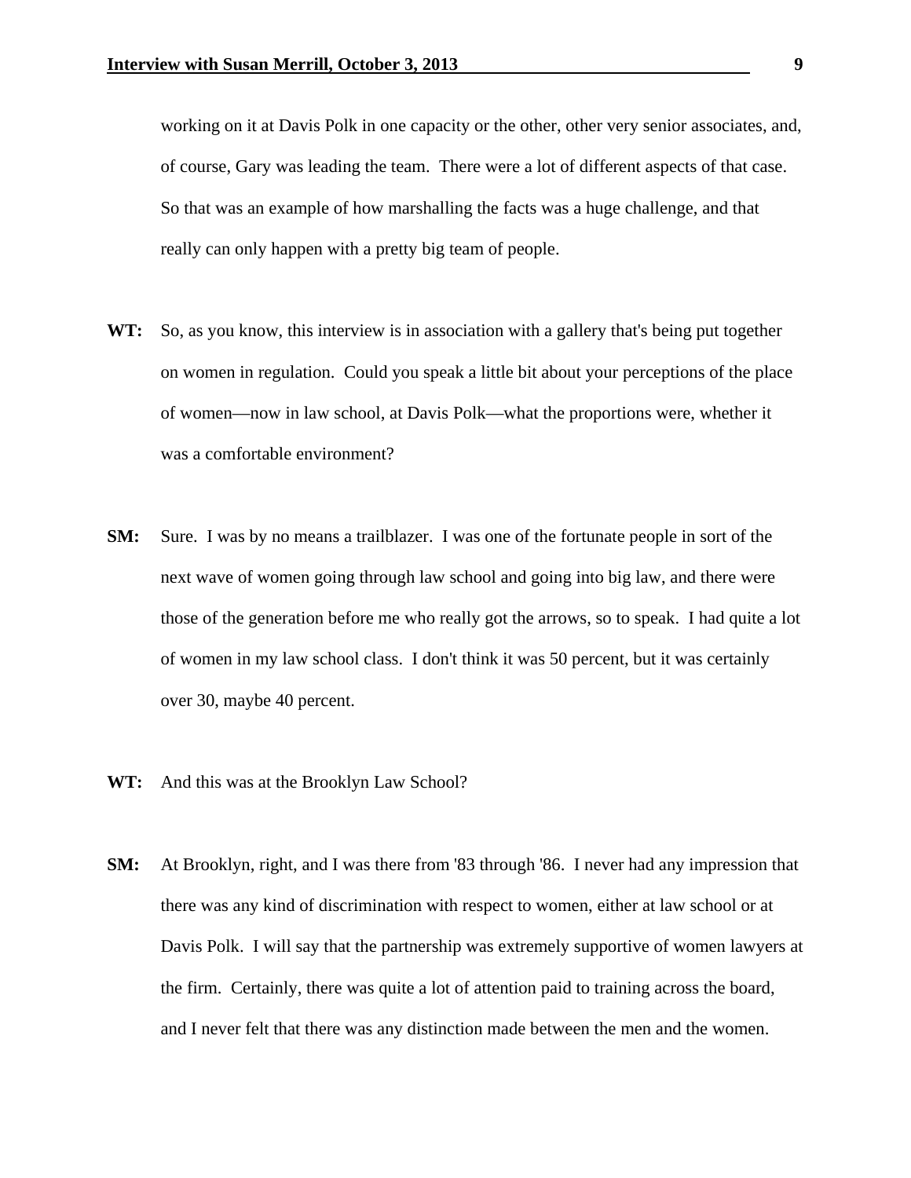working on it at Davis Polk in one capacity or the other, other very senior associates, and, of course, Gary was leading the team. There were a lot of different aspects of that case. So that was an example of how marshalling the facts was a huge challenge, and that really can only happen with a pretty big team of people.

**WT:** So, as you know, this interview is in association with a gallery that's being put together on women in regulation. Could you speak a little bit about your perceptions of the place of women—now in law school, at Davis Polk—what the proportions were, whether it was a comfortable environment?

**SM:** Sure. I was by no means a trailblazer. I was one of the fortunate people in sort of the next wave of women going through law school and going into big law, and there were those of the generation before me who really got the arrows, so to speak. I had quite a lot of women in my law school class. I don't think it was 50 percent, but it was certainly over 30, maybe 40 percent.

**WT:** And this was at the Brooklyn Law School?

**SM:** At Brooklyn, right, and I was there from '83 through '86. I never had any impression that there was any kind of discrimination with respect to women, either at law school or at Davis Polk. I will say that the partnership was extremely supportive of women lawyers at the firm. Certainly, there was quite a lot of attention paid to training across the board, and I never felt that there was any distinction made between the men and the women.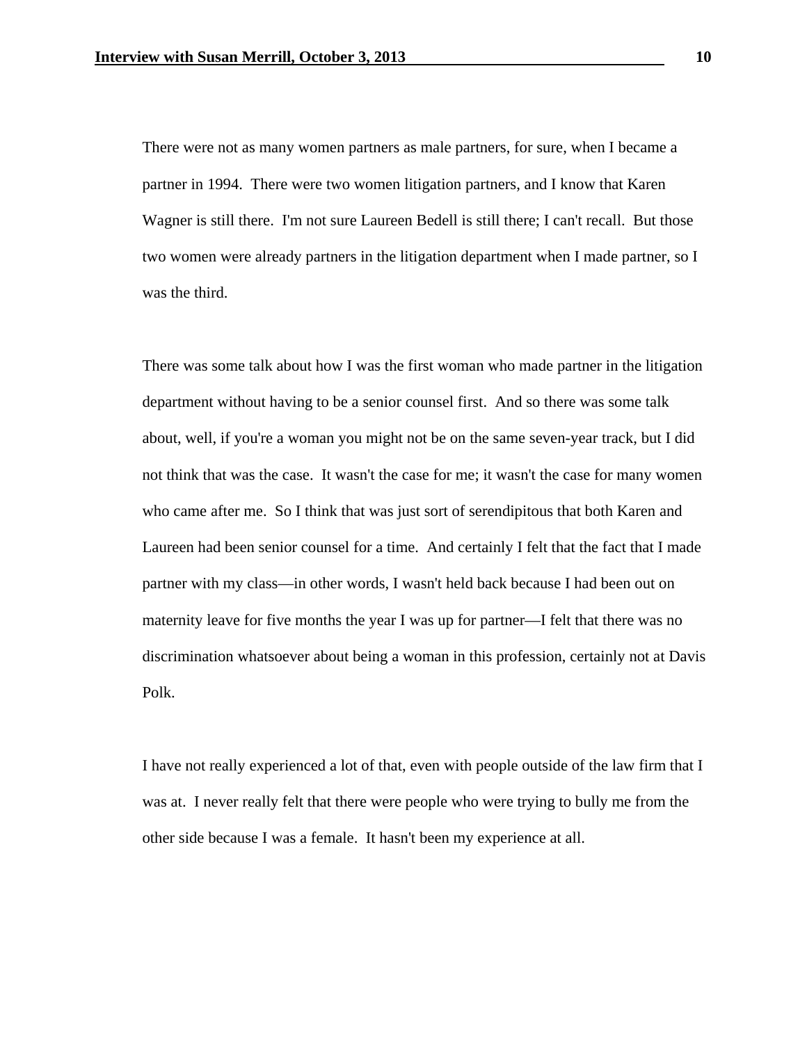There were not as many women partners as male partners, for sure, when I became a partner in 1994. There were two women litigation partners, and I know that Karen Wagner is still there. I'm not sure Laureen Bedell is still there; I can't recall. But those two women were already partners in the litigation department when I made partner, so I was the third.

There was some talk about how I was the first woman who made partner in the litigation department without having to be a senior counsel first. And so there was some talk about, well, if you're a woman you might not be on the same seven-year track, but I did not think that was the case. It wasn't the case for me; it wasn't the case for many women who came after me. So I think that was just sort of serendipitous that both Karen and Laureen had been senior counsel for a time. And certainly I felt that the fact that I made partner with my class—in other words, I wasn't held back because I had been out on maternity leave for five months the year I was up for partner—I felt that there was no discrimination whatsoever about being a woman in this profession, certainly not at Davis Polk.

I have not really experienced a lot of that, even with people outside of the law firm that I was at. I never really felt that there were people who were trying to bully me from the other side because I was a female. It hasn't been my experience at all.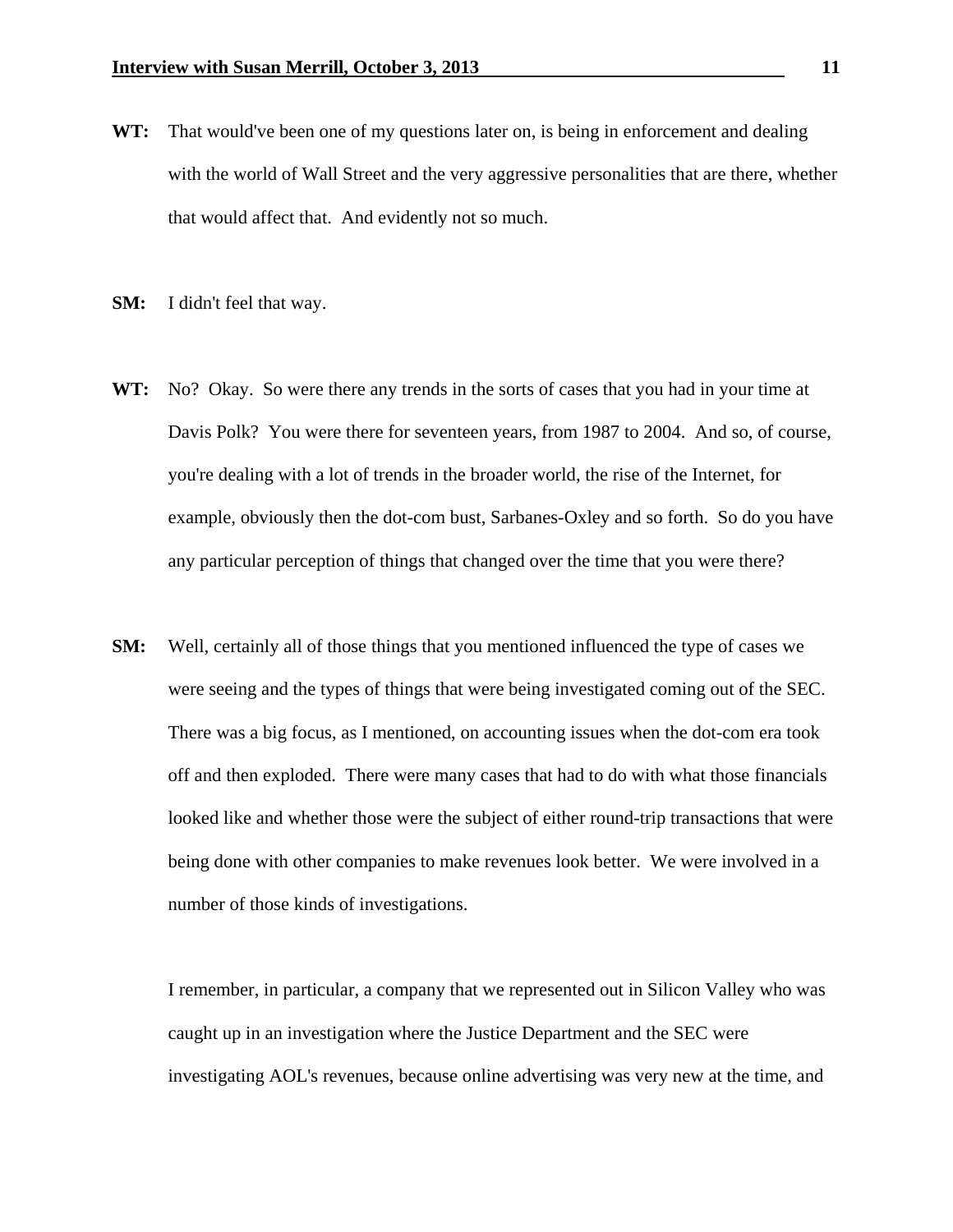**WT:** That would've been one of my questions later on, is being in enforcement and dealing with the world of Wall Street and the very aggressive personalities that are there, whether that would affect that. And evidently not so much.

**SM:** I didn't feel that way.

**WT:** No? Okay. So were there any trends in the sorts of cases that you had in your time at Davis Polk? You were there for seventeen years, from 1987 to 2004. And so, of course, you're dealing with a lot of trends in the broader world, the rise of the Internet, for example, obviously then the dot-com bust, Sarbanes-Oxley and so forth. So do you have any particular perception of things that changed over the time that you were there?

**SM:** Well, certainly all of those things that you mentioned influenced the type of cases we were seeing and the types of things that were being investigated coming out of the SEC. There was a big focus, as I mentioned, on accounting issues when the dot-com era took off and then exploded. There were many cases that had to do with what those financials looked like and whether those were the subject of either round-trip transactions that were being done with other companies to make revenues look better. We were involved in a number of those kinds of investigations.

I remember, in particular, a company that we represented out in Silicon Valley who was caught up in an investigation where the Justice Department and the SEC were investigating AOL's revenues, because online advertising was very new at the time, and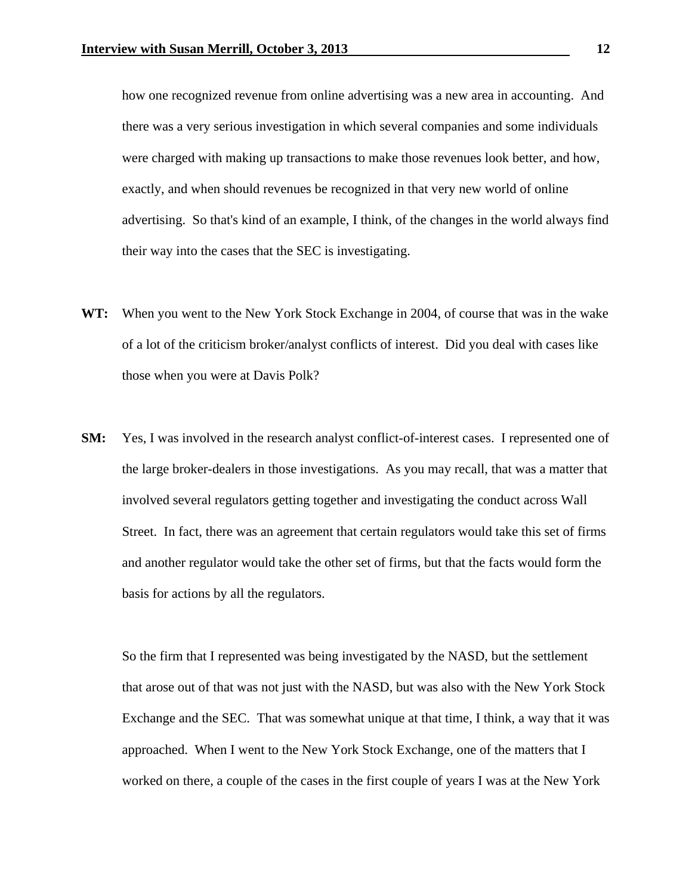how one recognized revenue from online advertising was a new area in accounting. And there was a very serious investigation in which several companies and some individuals were charged with making up transactions to make those revenues look better, and how, exactly, and when should revenues be recognized in that very new world of online advertising. So that's kind of an example, I think, of the changes in the world always find their way into the cases that the SEC is investigating.

**WT:** When you went to the New York Stock Exchange in 2004, of course that was in the wake of a lot of the criticism broker/analyst conflicts of interest. Did you deal with cases like those when you were at Davis Polk?

**SM:** Yes, I was involved in the research analyst conflict-of-interest cases. I represented one of the large broker-dealers in those investigations. As you may recall, that was a matter that involved several regulators getting together and investigating the conduct across Wall Street. In fact, there was an agreement that certain regulators would take this set of firms and another regulator would take the other set of firms, but that the facts would form the basis for actions by all the regulators.

So the firm that I represented was being investigated by the NASD, but the settlement that arose out of that was not just with the NASD, but was also with the New York Stock Exchange and the SEC. That was somewhat unique at that time, I think, a way that it was approached. When I went to the New York Stock Exchange, one of the matters that I worked on there, a couple of the cases in the first couple of years I was at the New York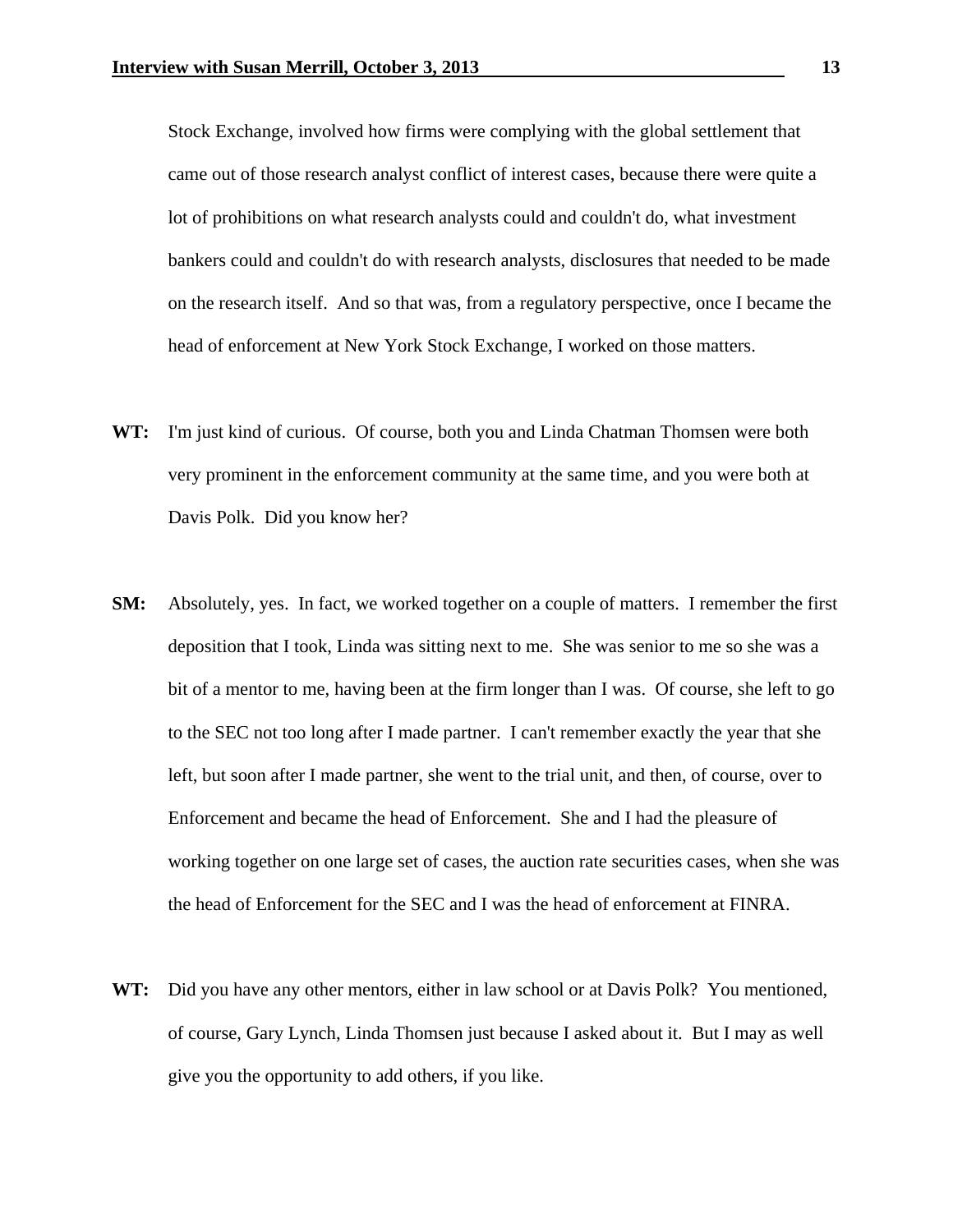Stock Exchange, involved how firms were complying with the global settlement that came out of those research analyst conflict of interest cases, because there were quite a lot of prohibitions on what research analysts could and couldn't do, what investment bankers could and couldn't do with research analysts, disclosures that needed to be made on the research itself. And so that was, from a regulatory perspective, once I became the head of enforcement at New York Stock Exchange, I worked on those matters.

**WT:** I'm just kind of curious. Of course, both you and Linda Chatman Thomsen were both very prominent in the enforcement community at the same time, and you were both at Davis Polk. Did you know her?

**SM:** Absolutely, yes. In fact, we worked together on a couple of matters. I remember the first deposition that I took, Linda was sitting next to me. She was senior to me so she was a bit of a mentor to me, having been at the firm longer than I was. Of course, she left to go to the SEC not too long after I made partner. I can't remember exactly the year that she left, but soon after I made partner, she went to the trial unit, and then, of course, over to Enforcement and became the head of Enforcement. She and I had the pleasure of working together on one large set of cases, the auction rate securities cases, when she was the head of Enforcement for the SEC and I was the head of enforcement at FINRA.

**WT:** Did you have any other mentors, either in law school or at Davis Polk? You mentioned, of course, Gary Lynch, Linda Thomsen just because I asked about it. But I may as well give you the opportunity to add others, if you like.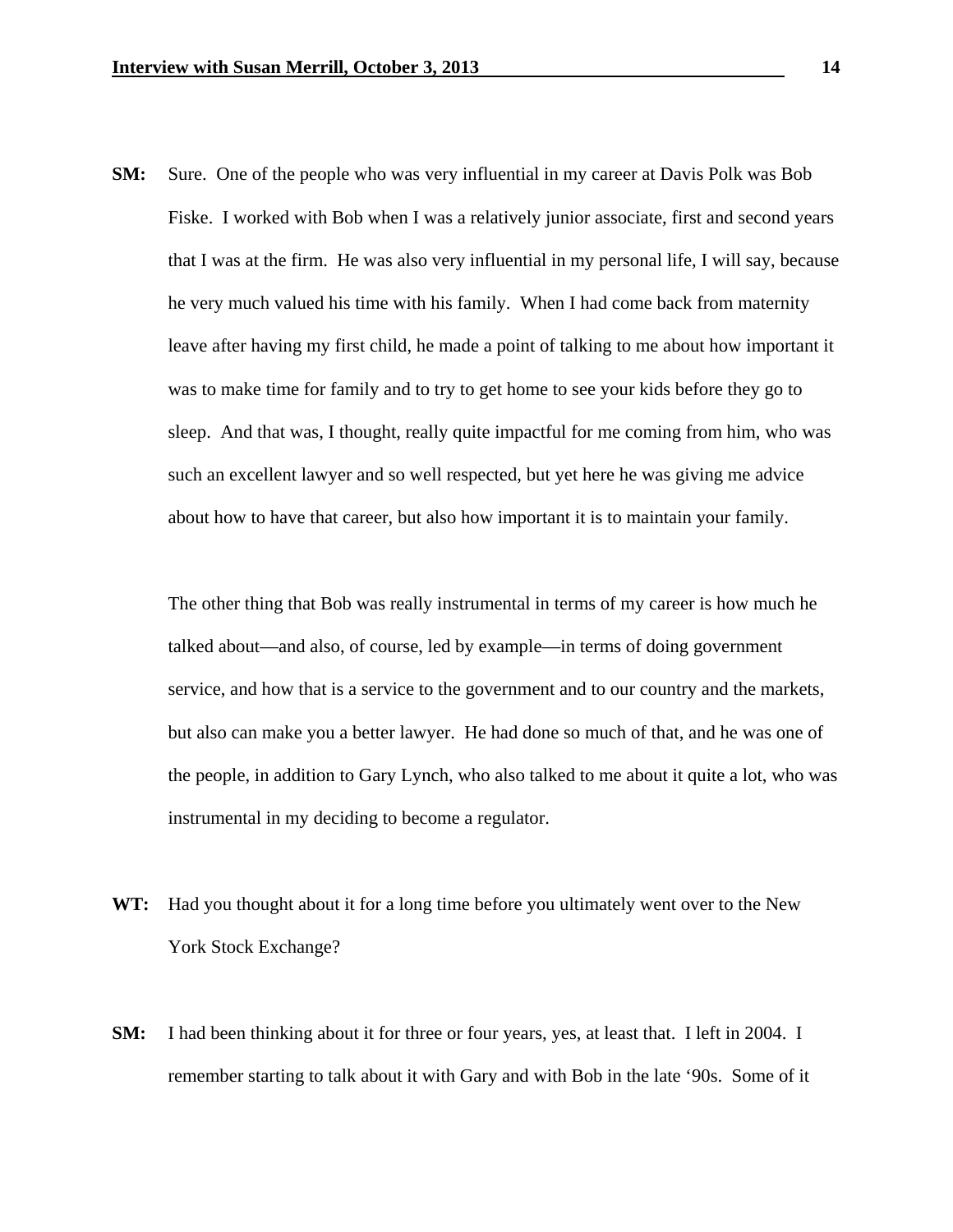**SM:** Sure. One of the people who was very influential in my career at Davis Polk was Bob Fiske. I worked with Bob when I was a relatively junior associate, first and second years that I was at the firm. He was also very influential in my personal life, I will say, because he very much valued his time with his family. When I had come back from maternity leave after having my first child, he made a point of talking to me about how important it was to make time for family and to try to get home to see your kids before they go to sleep. And that was, I thought, really quite impactful for me coming from him, who was such an excellent lawyer and so well respected, but yet here he was giving me advice about how to have that career, but also how important it is to maintain your family.

The other thing that Bob was really instrumental in terms of my career is how much he talked about—and also, of course, led by example—in terms of doing government service, and how that is a service to the government and to our country and the markets, but also can make you a better lawyer. He had done so much of that, and he was one of the people, in addition to Gary Lynch, who also talked to me about it quite a lot, who was instrumental in my deciding to become a regulator.

**WT:** Had you thought about it for a long time before you ultimately went over to the New York Stock Exchange?

**SM:** I had been thinking about it for three or four years, yes, at least that. I left in 2004. I remember starting to talk about it with Gary and with Bob in the late '90s. Some of it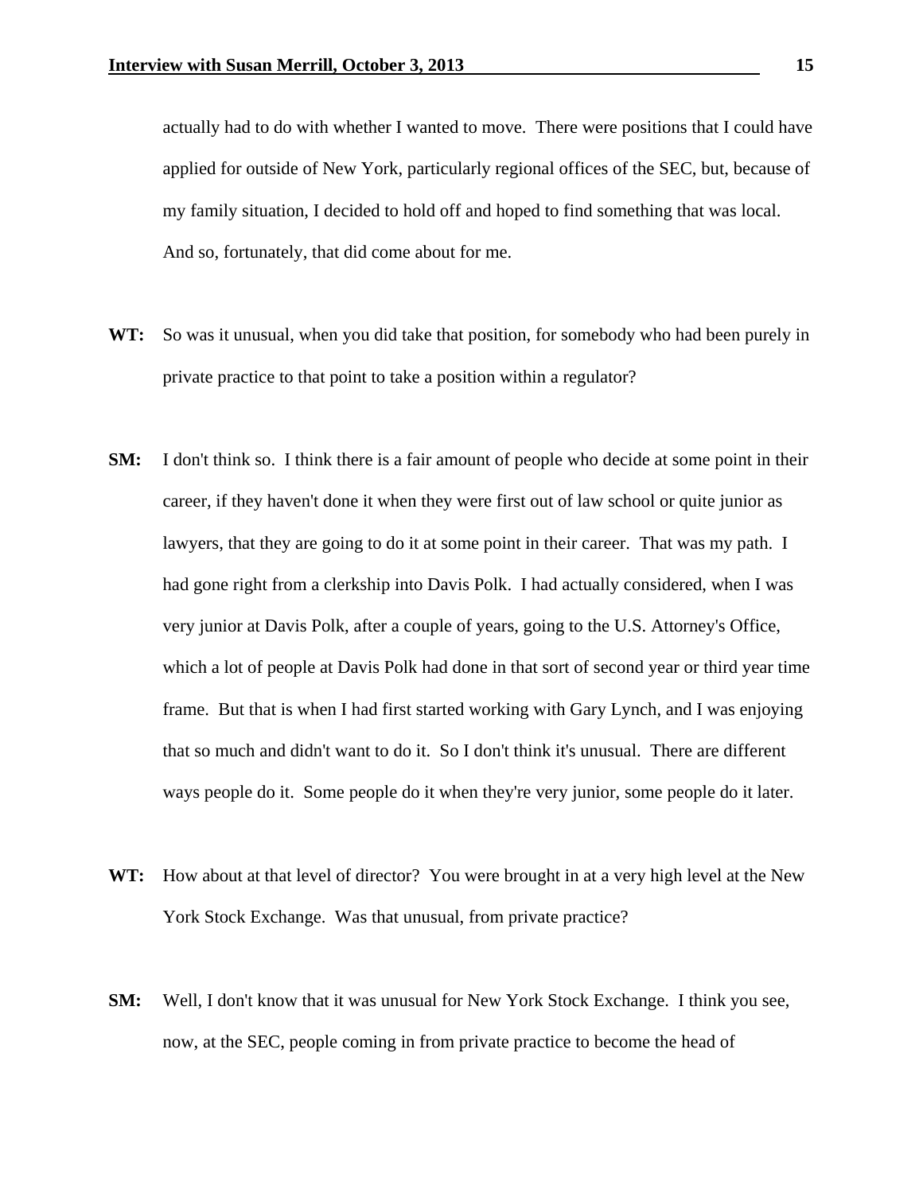actually had to do with whether I wanted to move. There were positions that I could have applied for outside of New York, particularly regional offices of the SEC, but, because of my family situation, I decided to hold off and hoped to find something that was local. And so, fortunately, that did come about for me.

**WT:** So was it unusual, when you did take that position, for somebody who had been purely in private practice to that point to take a position within a regulator?

**SM:** I don't think so. I think there is a fair amount of people who decide at some point in their career, if they haven't done it when they were first out of law school or quite junior as lawyers, that they are going to do it at some point in their career. That was my path. I had gone right from a clerkship into Davis Polk. I had actually considered, when I was very junior at Davis Polk, after a couple of years, going to the U.S. Attorney's Office, which a lot of people at Davis Polk had done in that sort of second year or third year time frame. But that is when I had first started working with Gary Lynch, and I was enjoying that so much and didn't want to do it. So I don't think it's unusual. There are different ways people do it. Some people do it when they're very junior, some people do it later.

**WT:** How about at that level of director? You were brought in at a very high level at the New York Stock Exchange. Was that unusual, from private practice?

**SM:** Well, I don't know that it was unusual for New York Stock Exchange. I think you see, now, at the SEC, people coming in from private practice to become the head of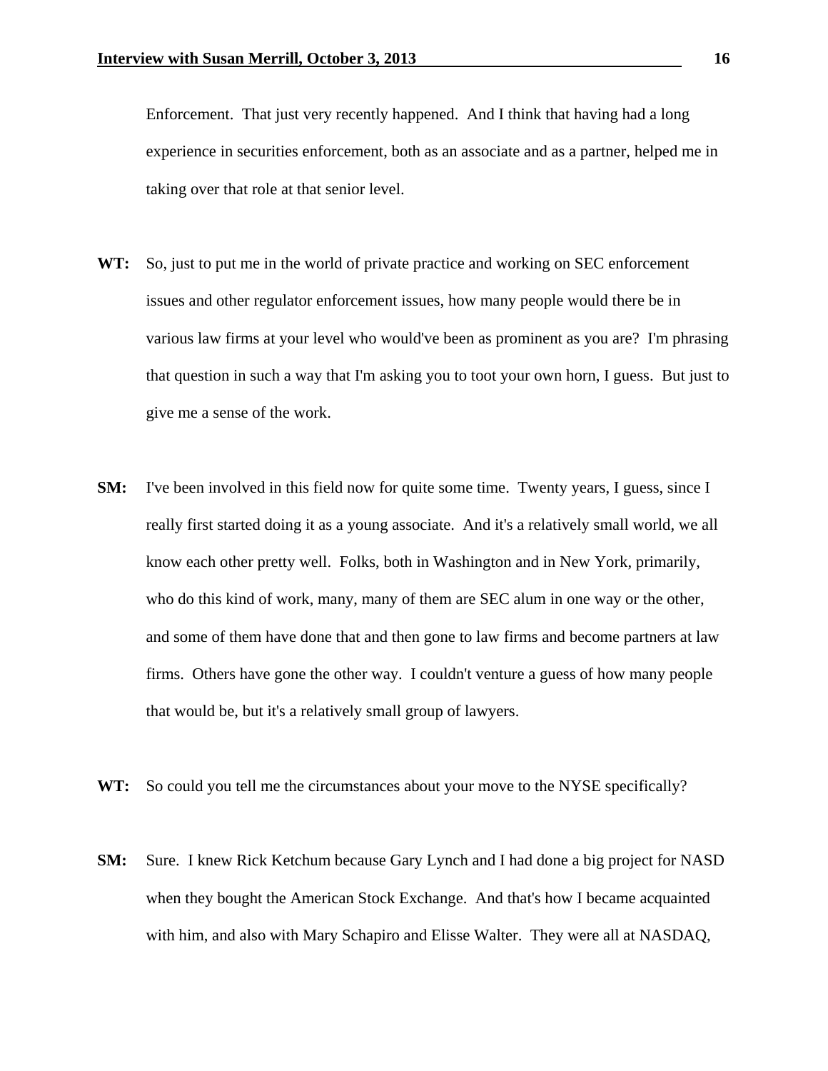Enforcement. That just very recently happened. And I think that having had a long experience in securities enforcement, both as an associate and as a partner, helped me in taking over that role at that senior level.

**WT:** So, just to put me in the world of private practice and working on SEC enforcement issues and other regulator enforcement issues, how many people would there be in various law firms at your level who would've been as prominent as you are? I'm phrasing that question in such a way that I'm asking you to toot your own horn, I guess. But just to give me a sense of the work.

**SM:** I've been involved in this field now for quite some time. Twenty years, I guess, since I really first started doing it as a young associate. And it's a relatively small world, we all know each other pretty well. Folks, both in Washington and in New York, primarily, who do this kind of work, many, many of them are SEC alum in one way or the other, and some of them have done that and then gone to law firms and become partners at law firms. Others have gone the other way. I couldn't venture a guess of how many people that would be, but it's a relatively small group of lawyers.

**WT:** So could you tell me the circumstances about your move to the NYSE specifically?

**SM:** Sure. I knew Rick Ketchum because Gary Lynch and I had done a big project for NASD when they bought the American Stock Exchange. And that's how I became acquainted with him, and also with Mary Schapiro and Elisse Walter. They were all at NASDAQ,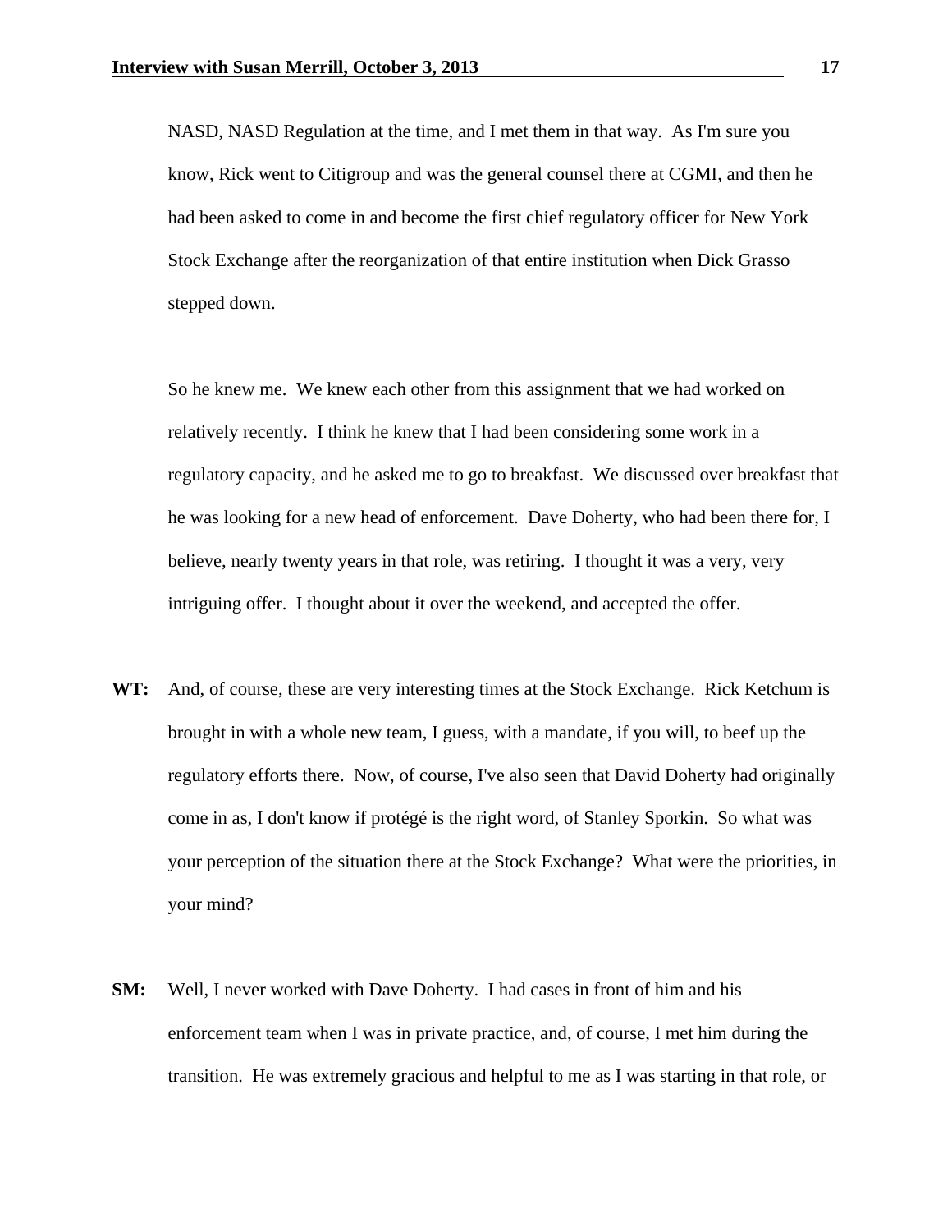NASD, NASD Regulation at the time, and I met them in that way. As I'm sure you know, Rick went to Citigroup and was the general counsel there at CGMI, and then he had been asked to come in and become the first chief regulatory officer for New York Stock Exchange after the reorganization of that entire institution when Dick Grasso stepped down.

So he knew me. We knew each other from this assignment that we had worked on relatively recently. I think he knew that I had been considering some work in a regulatory capacity, and he asked me to go to breakfast. We discussed over breakfast that he was looking for a new head of enforcement. Dave Doherty, who had been there for, I believe, nearly twenty years in that role, was retiring. I thought it was a very, very intriguing offer. I thought about it over the weekend, and accepted the offer.

**WT:** And, of course, these are very interesting times at the Stock Exchange. Rick Ketchum is brought in with a whole new team, I guess, with a mandate, if you will, to beef up the regulatory efforts there. Now, of course, I've also seen that David Doherty had originally come in as, I don't know if protégé is the right word, of Stanley Sporkin. So what was your perception of the situation there at the Stock Exchange? What were the priorities, in your mind?

**SM:** Well, I never worked with Dave Doherty. I had cases in front of him and his enforcement team when I was in private practice, and, of course, I met him during the transition. He was extremely gracious and helpful to me as I was starting in that role, or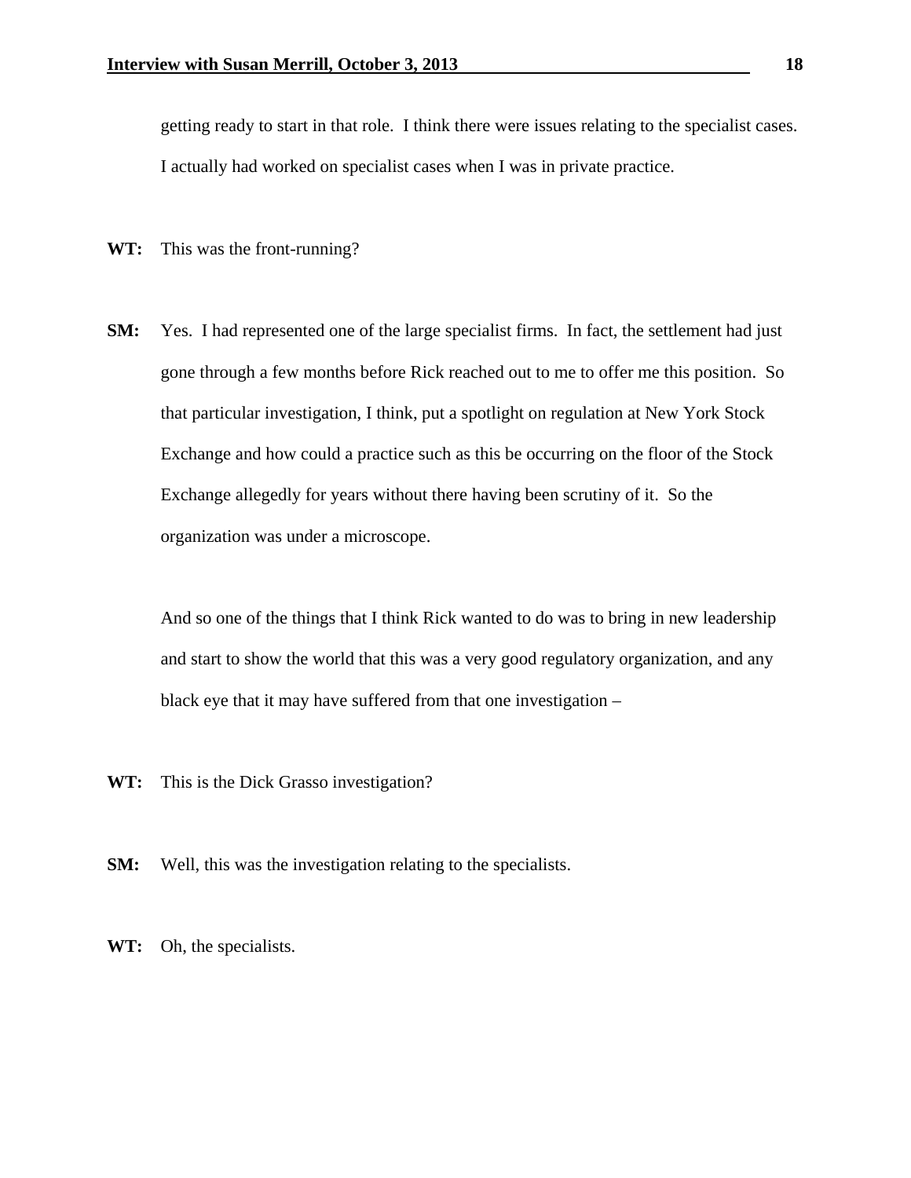getting ready to start in that role. I think there were issues relating to the specialist cases. I actually had worked on specialist cases when I was in private practice.

**WT:** This was the front-running?

**SM:** Yes. I had represented one of the large specialist firms. In fact, the settlement had just gone through a few months before Rick reached out to me to offer me this position. So that particular investigation, I think, put a spotlight on regulation at New York Stock Exchange and how could a practice such as this be occurring on the floor of the Stock Exchange allegedly for years without there having been scrutiny of it. So the organization was under a microscope.

And so one of the things that I think Rick wanted to do was to bring in new leadership and start to show the world that this was a very good regulatory organization, and any black eye that it may have suffered from that one investigation –

**WT:** This is the Dick Grasso investigation?

**SM:** Well, this was the investigation relating to the specialists.

**WT:** Oh, the specialists.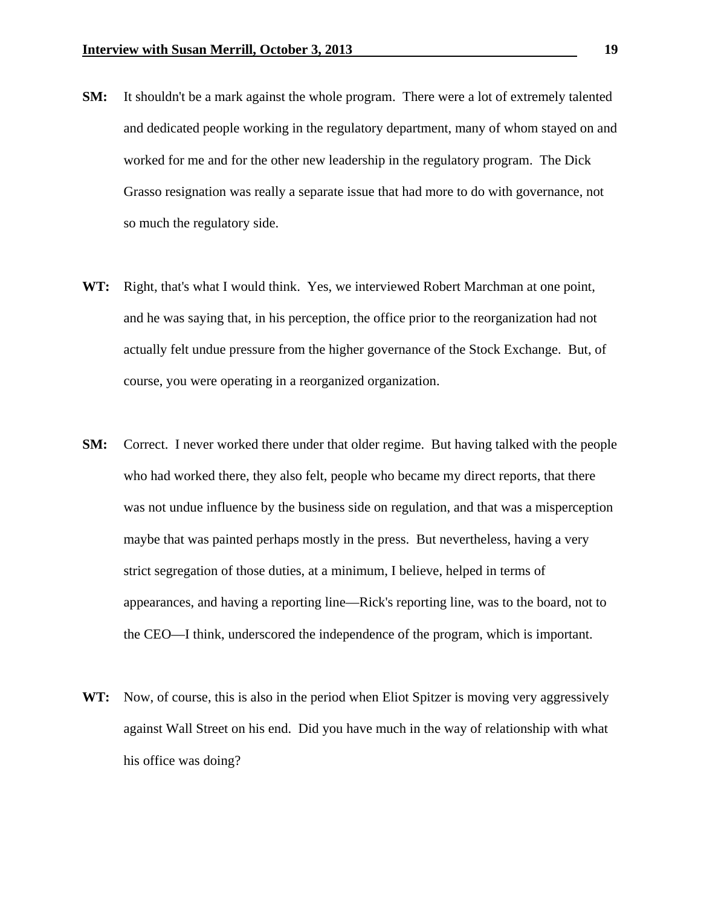**SM:** It shouldn't be a mark against the whole program. There were a lot of extremely talented and dedicated people working in the regulatory department, many of whom stayed on and worked for me and for the other new leadership in the regulatory program. The Dick Grasso resignation was really a separate issue that had more to do with governance, not so much the regulatory side.

**WT:** Right, that's what I would think. Yes, we interviewed Robert Marchman at one point, and he was saying that, in his perception, the office prior to the reorganization had not actually felt undue pressure from the higher governance of the Stock Exchange. But, of course, you were operating in a reorganized organization.

**SM:** Correct. I never worked there under that older regime. But having talked with the people who had worked there, they also felt, people who became my direct reports, that there was not undue influence by the business side on regulation, and that was a misperception maybe that was painted perhaps mostly in the press. But nevertheless, having a very strict segregation of those duties, at a minimum, I believe, helped in terms of appearances, and having a reporting line—Rick's reporting line, was to the board, not to the CEO—I think, underscored the independence of the program, which is important.

**WT:** Now, of course, this is also in the period when Eliot Spitzer is moving very aggressively against Wall Street on his end. Did you have much in the way of relationship with what his office was doing?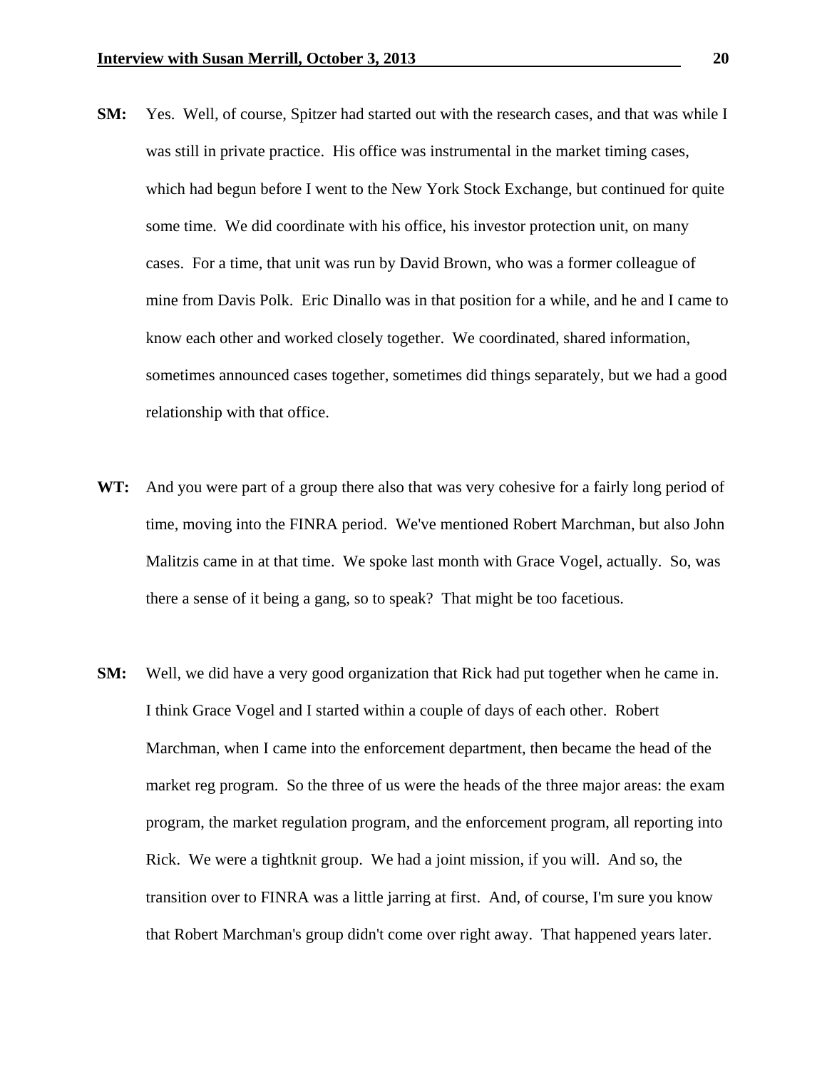**SM:** Yes. Well, of course, Spitzer had started out with the research cases, and that was while I was still in private practice. His office was instrumental in the market timing cases, which had begun before I went to the New York Stock Exchange, but continued for quite some time. We did coordinate with his office, his investor protection unit, on many cases. For a time, that unit was run by David Brown, who was a former colleague of mine from Davis Polk. Eric Dinallo was in that position for a while, and he and I came to know each other and worked closely together. We coordinated, shared information, sometimes announced cases together, sometimes did things separately, but we had a good relationship with that office.

**WT:** And you were part of a group there also that was very cohesive for a fairly long period of time, moving into the FINRA period. We've mentioned Robert Marchman, but also John Malitzis came in at that time. We spoke last month with Grace Vogel, actually. So, was there a sense of it being a gang, so to speak? That might be too facetious.

**SM:** Well, we did have a very good organization that Rick had put together when he came in. I think Grace Vogel and I started within a couple of days of each other. Robert Marchman, when I came into the enforcement department, then became the head of the market reg program. So the three of us were the heads of the three major areas: the exam program, the market regulation program, and the enforcement program, all reporting into Rick. We were a tightknit group. We had a joint mission, if you will. And so, the transition over to FINRA was a little jarring at first. And, of course, I'm sure you know that Robert Marchman's group didn't come over right away. That happened years later.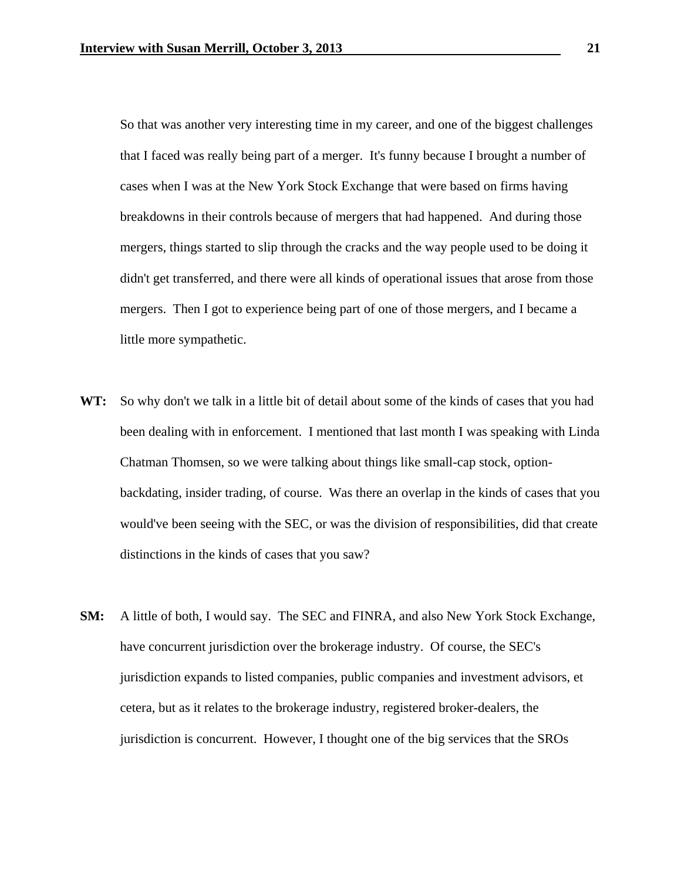So that was another very interesting time in my career, and one of the biggest challenges that I faced was really being part of a merger. It's funny because I brought a number of cases when I was at the New York Stock Exchange that were based on firms having breakdowns in their controls because of mergers that had happened. And during those mergers, things started to slip through the cracks and the way people used to be doing it didn't get transferred, and there were all kinds of operational issues that arose from those mergers. Then I got to experience being part of one of those mergers, and I became a little more sympathetic.

**WT:** So why don't we talk in a little bit of detail about some of the kinds of cases that you had been dealing with in enforcement. I mentioned that last month I was speaking with Linda Chatman Thomsen, so we were talking about things like small-cap stock, option-backdating, insider trading, of course. Was there an overlap in the kinds of cases that you would've been seeing with the SEC, or was the division of responsibilities, did that create distinctions in the kinds of cases that you saw?

**SM:** A little of both, I would say. The SEC and FINRA, and also New York Stock Exchange, have concurrent jurisdiction over the brokerage industry. Of course, the SEC's jurisdiction expands to listed companies, public companies and investment advisors, et cetera, but as it relates to the brokerage industry, registered broker-dealers, the jurisdiction is concurrent. However, I thought one of the big services that the SROs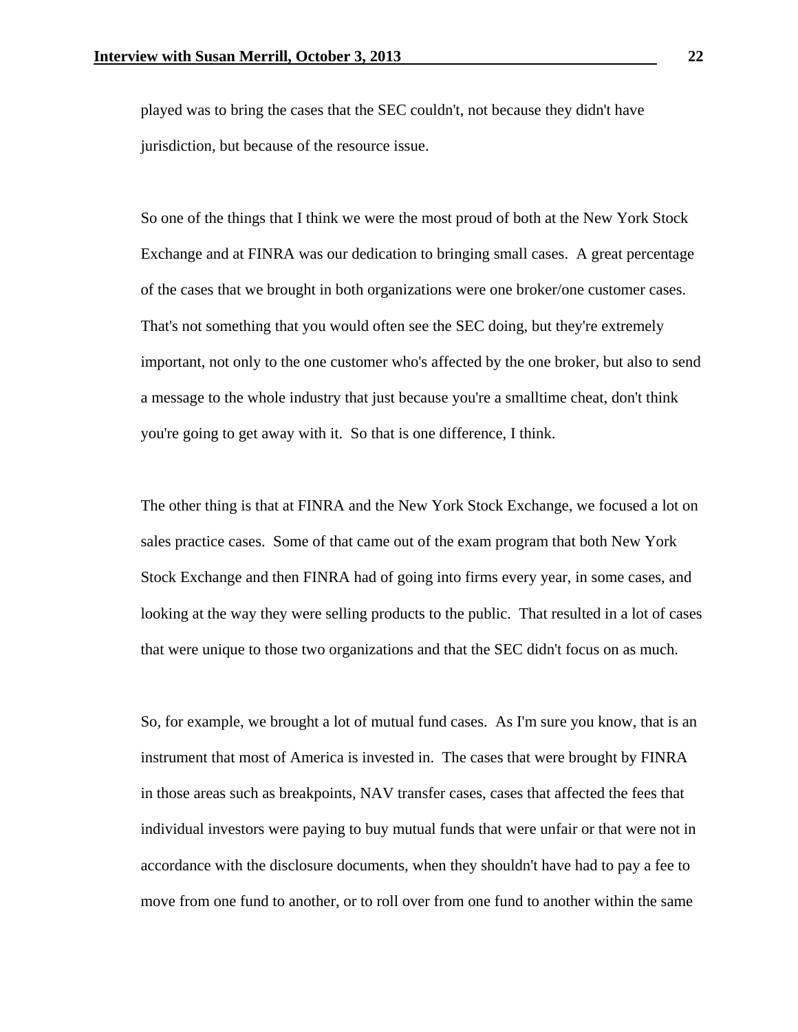played was to bring the cases that the SEC couldn't, not because they didn't have jurisdiction, but because of the resource issue.

So one of the things that I think we were the most proud of both at the New York Stock Exchange and at FINRA was our dedication to bringing small cases. A great percentage of the cases that we brought in both organizations were one broker/one customer cases. That's not something that you would often see the SEC doing, but they're extremely important, not only to the one customer who's affected by the one broker, but also to send a message to the whole industry that just because you're a smalltime cheat, don't think you're going to get away with it. So that is one difference, I think.

The other thing is that at FINRA and the New York Stock Exchange, we focused a lot on sales practice cases. Some of that came out of the exam program that both New York Stock Exchange and then FINRA had of going into firms every year, in some cases, and looking at the way they were selling products to the public. That resulted in a lot of cases that were unique to those two organizations and that the SEC didn't focus on as much.

So, for example, we brought a lot of mutual fund cases. As I'm sure you know, that is an instrument that most of America is invested in. The cases that were brought by FINRA in those areas such as breakpoints, NAV transfer cases, cases that affected the fees that individual investors were paying to buy mutual funds that were unfair or that were not in accordance with the disclosure documents, when they shouldn't have had to pay a fee to move from one fund to another, or to roll over from one fund to another within the same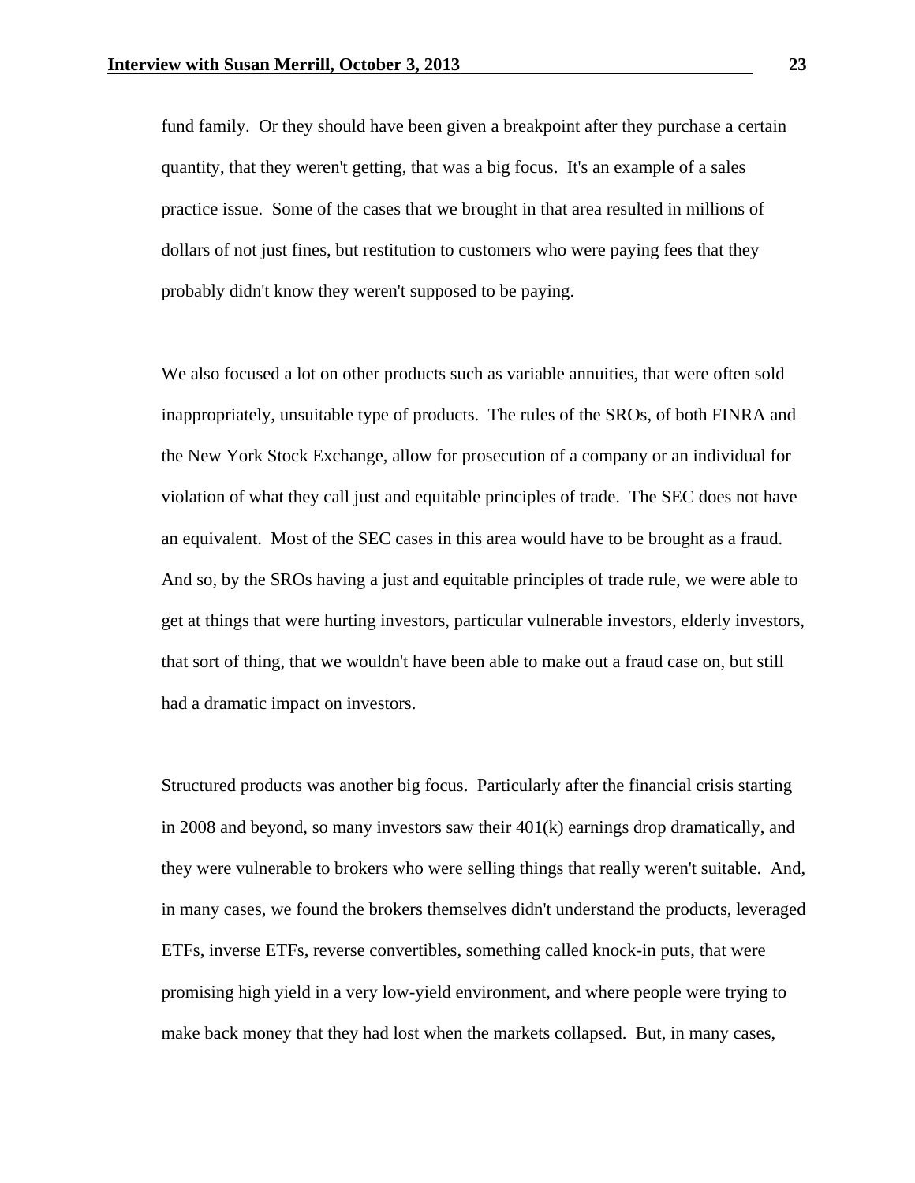fund family. Or they should have been given a breakpoint after they purchase a certain quantity, that they weren't getting, that was a big focus. It's an example of a sales practice issue. Some of the cases that we brought in that area resulted in millions of dollars of not just fines, but restitution to customers who were paying fees that they probably didn't know they weren't supposed to be paying.

We also focused a lot on other products such as variable annuities, that were often sold inappropriately, unsuitable type of products. The rules of the SROs, of both FINRA and the New York Stock Exchange, allow for prosecution of a company or an individual for violation of what they call just and equitable principles of trade. The SEC does not have an equivalent. Most of the SEC cases in this area would have to be brought as a fraud. And so, by the SROs having a just and equitable principles of trade rule, we were able to get at things that were hurting investors, particular vulnerable investors, elderly investors, that sort of thing, that we wouldn't have been able to make out a fraud case on, but still had a dramatic impact on investors.

Structured products was another big focus. Particularly after the financial crisis starting in 2008 and beyond, so many investors saw their 401(k) earnings drop dramatically, and they were vulnerable to brokers who were selling things that really weren't suitable. And, in many cases, we found the brokers themselves didn't understand the products, leveraged ETFs, inverse ETFs, reverse convertibles, something called knock-in puts, that were promising high yield in a very low-yield environment, and where people were trying to make back money that they had lost when the markets collapsed. But, in many cases,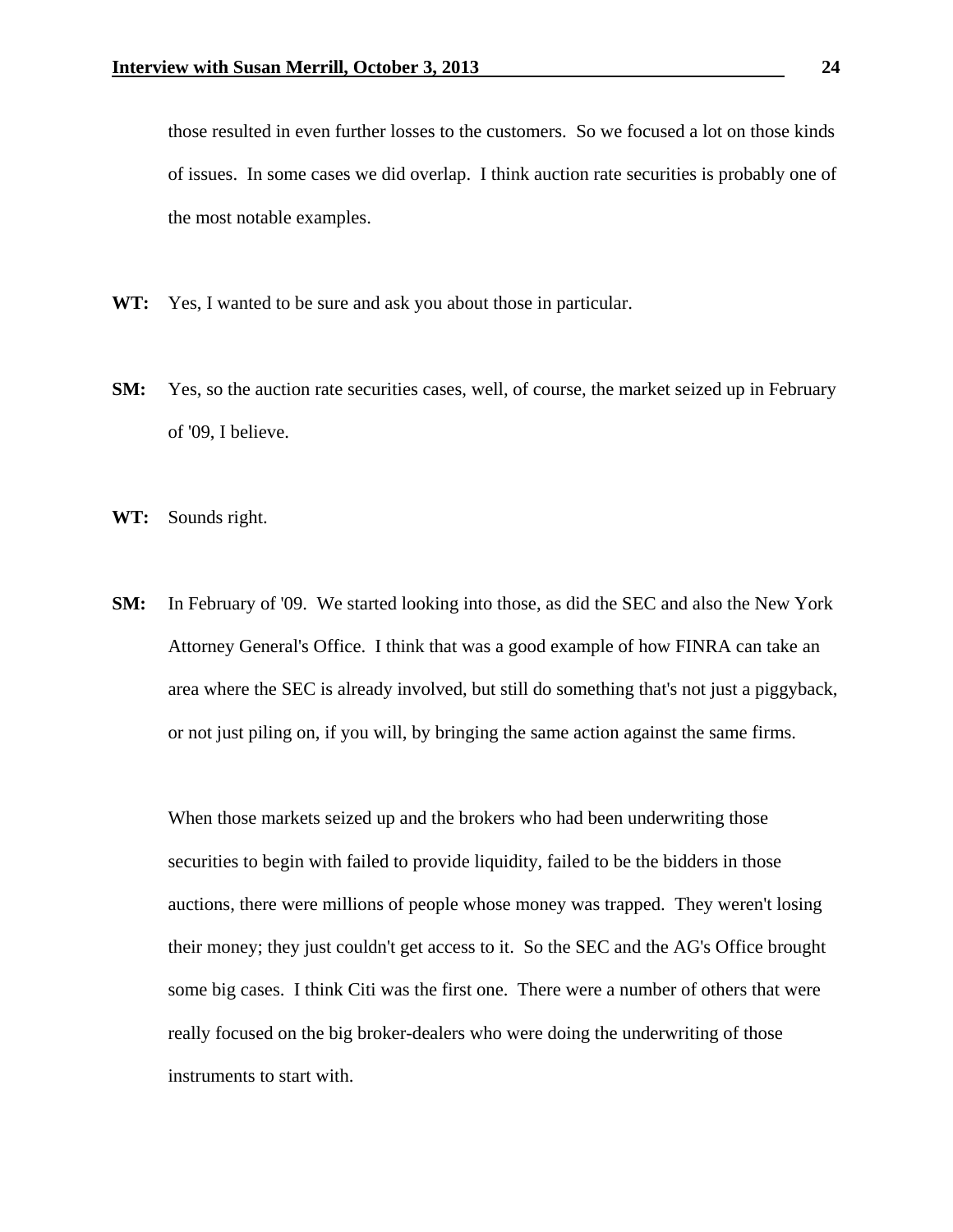those resulted in even further losses to the customers. So we focused a lot on those kinds of issues. In some cases we did overlap. I think auction rate securities is probably one of the most notable examples.

**WT:** Yes, I wanted to be sure and ask you about those in particular.

**SM:** Yes, so the auction rate securities cases, well, of course, the market seized up in February of '09, I believe.

**WT:** Sounds right.

**SM:** In February of '09. We started looking into those, as did the SEC and also the New York Attorney General's Office. I think that was a good example of how FINRA can take an area where the SEC is already involved, but still do something that's not just a piggyback, or not just piling on, if you will, by bringing the same action against the same firms.

When those markets seized up and the brokers who had been underwriting those securities to begin with failed to provide liquidity, failed to be the bidders in those auctions, there were millions of people whose money was trapped. They weren't losing their money; they just couldn't get access to it. So the SEC and the AG's Office brought some big cases. I think Citi was the first one. There were a number of others that were really focused on the big broker-dealers who were doing the underwriting of those instruments to start with.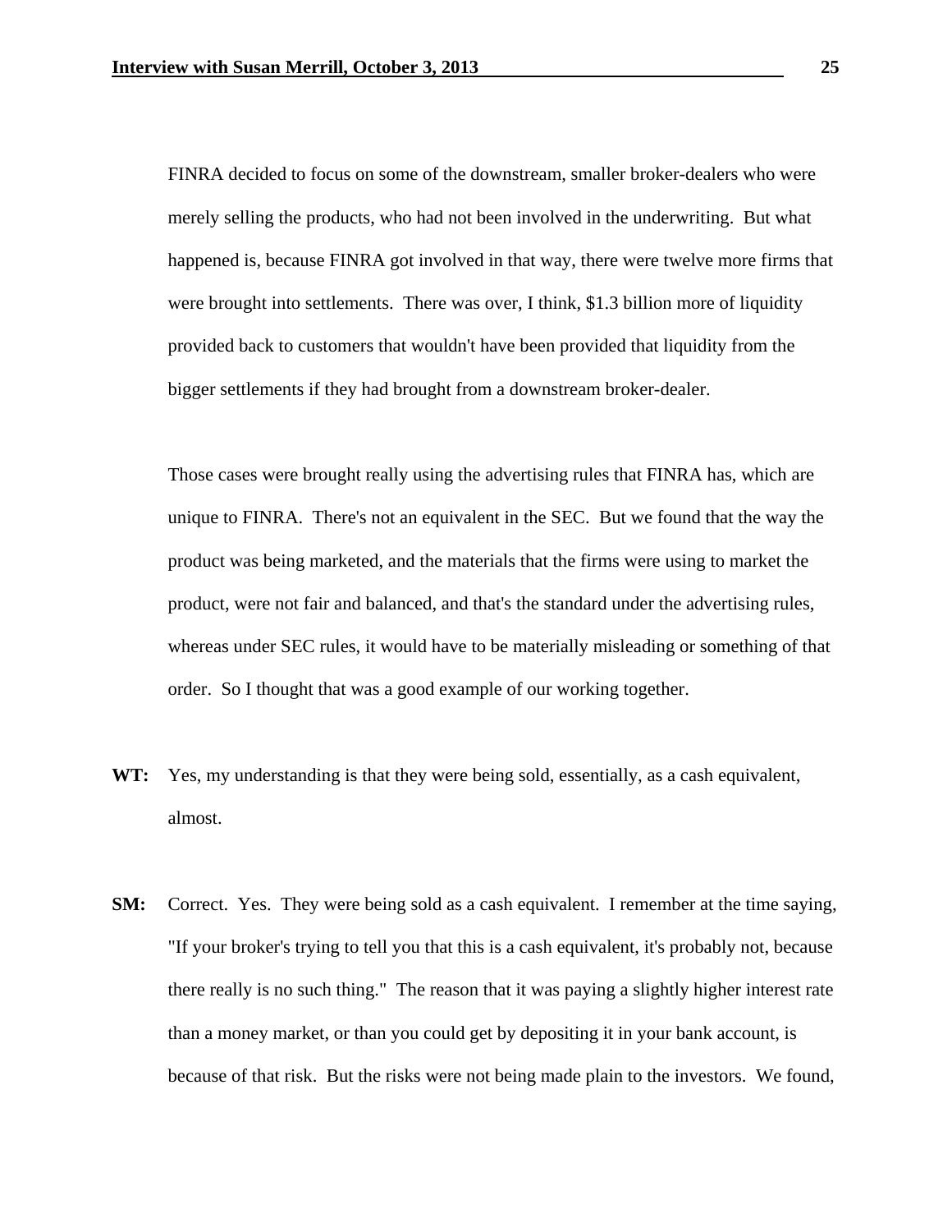FINRA decided to focus on some of the downstream, smaller broker-dealers who were merely selling the products, who had not been involved in the underwriting. But what happened is, because FINRA got involved in that way, there were twelve more firms that were brought into settlements. There was over, I think, $1.3 billion more of liquidity provided back to customers that wouldn't have been provided that liquidity from the bigger settlements if they had brought from a downstream broker-dealer.

Those cases were brought really using the advertising rules that FINRA has, which are unique to FINRA. There's not an equivalent in the SEC. But we found that the way the product was being marketed, and the materials that the firms were using to market the product, were not fair and balanced, and that's the standard under the advertising rules, whereas under SEC rules, it would have to be materially misleading or something of that order. So I thought that was a good example of our working together.

**WT:** Yes, my understanding is that they were being sold, essentially, as a cash equivalent, almost.

**SM:** Correct. Yes. They were being sold as a cash equivalent. I remember at the time saying, "If your broker's trying to tell you that this is a cash equivalent, it's probably not, because there really is no such thing." The reason that it was paying a slightly higher interest rate than a money market, or than you could get by depositing it in your bank account, is because of that risk. But the risks were not being made plain to the investors. We found,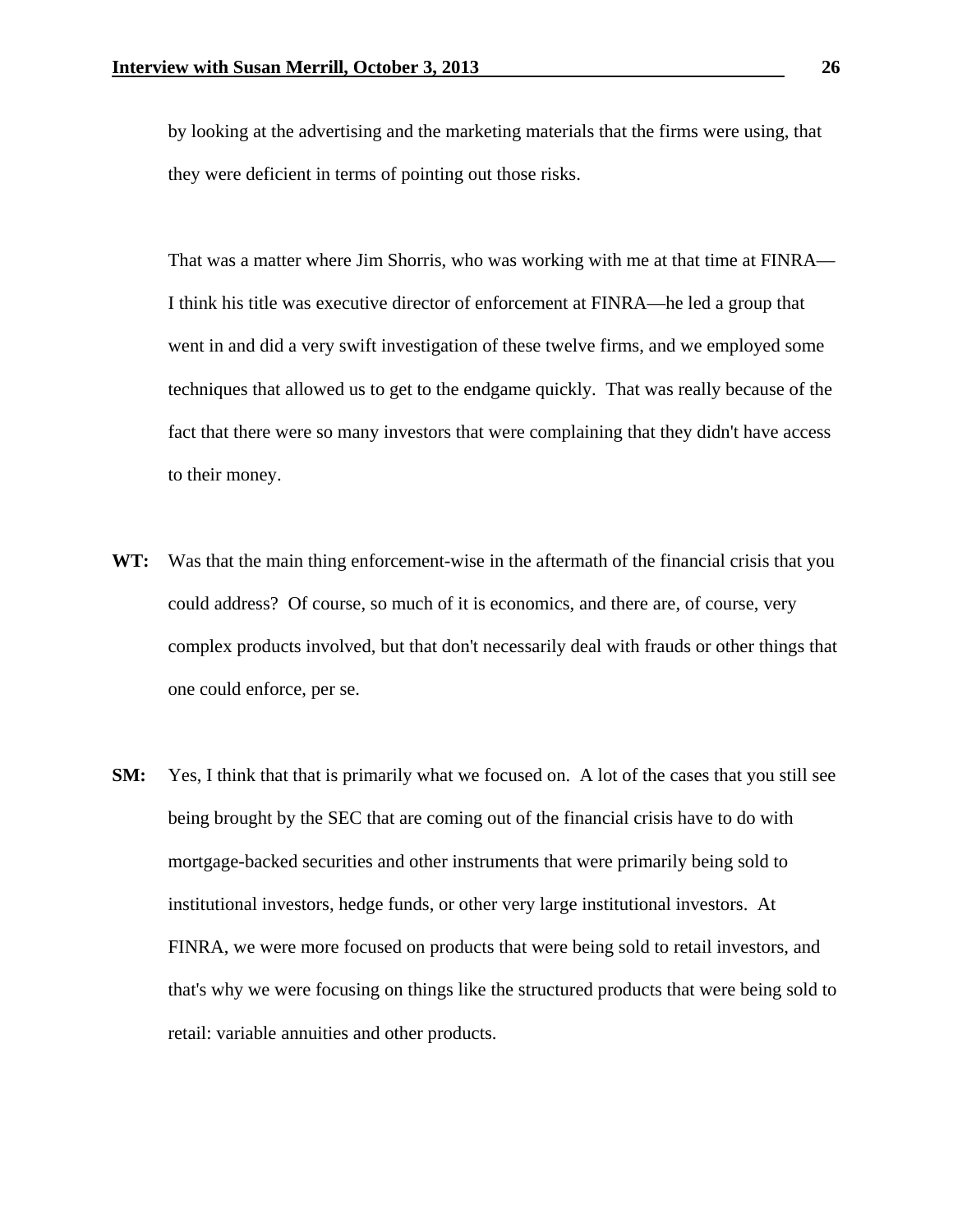by looking at the advertising and the marketing materials that the firms were using, that they were deficient in terms of pointing out those risks.

That was a matter where Jim Shorris, who was working with me at that time at FINRA—I think his title was executive director of enforcement at FINRA—he led a group that went in and did a very swift investigation of these twelve firms, and we employed some techniques that allowed us to get to the endgame quickly. That was really because of the fact that there were so many investors that were complaining that they didn't have access to their money.

**WT:** Was that the main thing enforcement-wise in the aftermath of the financial crisis that you could address? Of course, so much of it is economics, and there are, of course, very complex products involved, but that don't necessarily deal with frauds or other things that one could enforce, per se.

**SM:** Yes, I think that that is primarily what we focused on. A lot of the cases that you still see being brought by the SEC that are coming out of the financial crisis have to do with mortgage-backed securities and other instruments that were primarily being sold to institutional investors, hedge funds, or other very large institutional investors. At FINRA, we were more focused on products that were being sold to retail investors, and that's why we were focusing on things like the structured products that were being sold to retail: variable annuities and other products.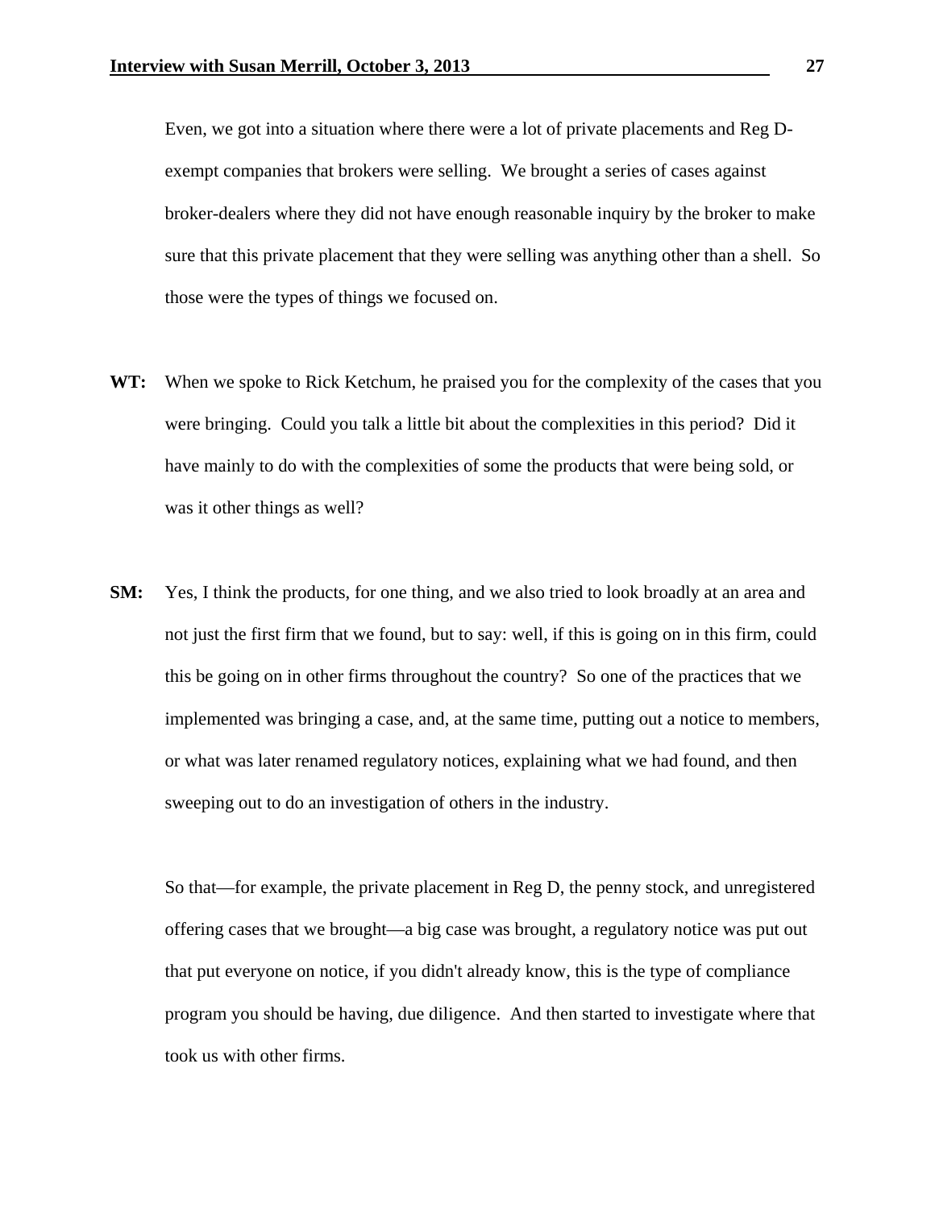Even, we got into a situation where there were a lot of private placements and Reg D-exempt companies that brokers were selling. We brought a series of cases against broker-dealers where they did not have enough reasonable inquiry by the broker to make sure that this private placement that they were selling was anything other than a shell. So those were the types of things we focused on.

**WT:** When we spoke to Rick Ketchum, he praised you for the complexity of the cases that you were bringing. Could you talk a little bit about the complexities in this period? Did it have mainly to do with the complexities of some the products that were being sold, or was it other things as well?

**SM:** Yes, I think the products, for one thing, and we also tried to look broadly at an area and not just the first firm that we found, but to say: well, if this is going on in this firm, could this be going on in other firms throughout the country? So one of the practices that we implemented was bringing a case, and, at the same time, putting out a notice to members, or what was later renamed regulatory notices, explaining what we had found, and then sweeping out to do an investigation of others in the industry.

So that—for example, the private placement in Reg D, the penny stock, and unregistered offering cases that we brought—a big case was brought, a regulatory notice was put out that put everyone on notice, if you didn't already know, this is the type of compliance program you should be having, due diligence. And then started to investigate where that took us with other firms.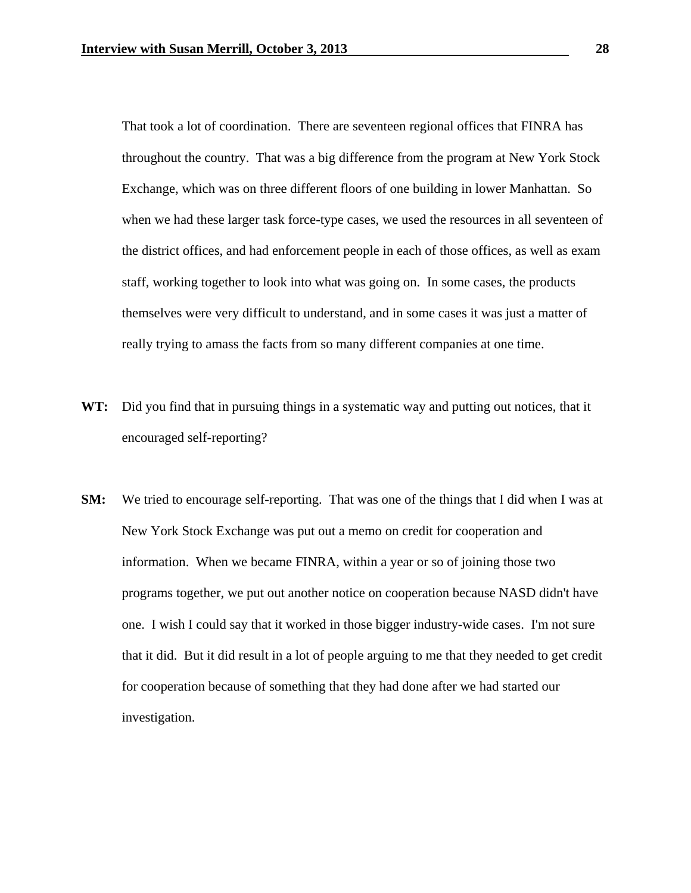That took a lot of coordination. There are seventeen regional offices that FINRA has throughout the country. That was a big difference from the program at New York Stock Exchange, which was on three different floors of one building in lower Manhattan. So when we had these larger task force-type cases, we used the resources in all seventeen of the district offices, and had enforcement people in each of those offices, as well as exam staff, working together to look into what was going on. In some cases, the products themselves were very difficult to understand, and in some cases it was just a matter of really trying to amass the facts from so many different companies at one time.

**WT:** Did you find that in pursuing things in a systematic way and putting out notices, that it encouraged self-reporting?

**SM:** We tried to encourage self-reporting. That was one of the things that I did when I was at New York Stock Exchange was put out a memo on credit for cooperation and information. When we became FINRA, within a year or so of joining those two programs together, we put out another notice on cooperation because NASD didn't have one. I wish I could say that it worked in those bigger industry-wide cases. I'm not sure that it did. But it did result in a lot of people arguing to me that they needed to get credit for cooperation because of something that they had done after we had started our investigation.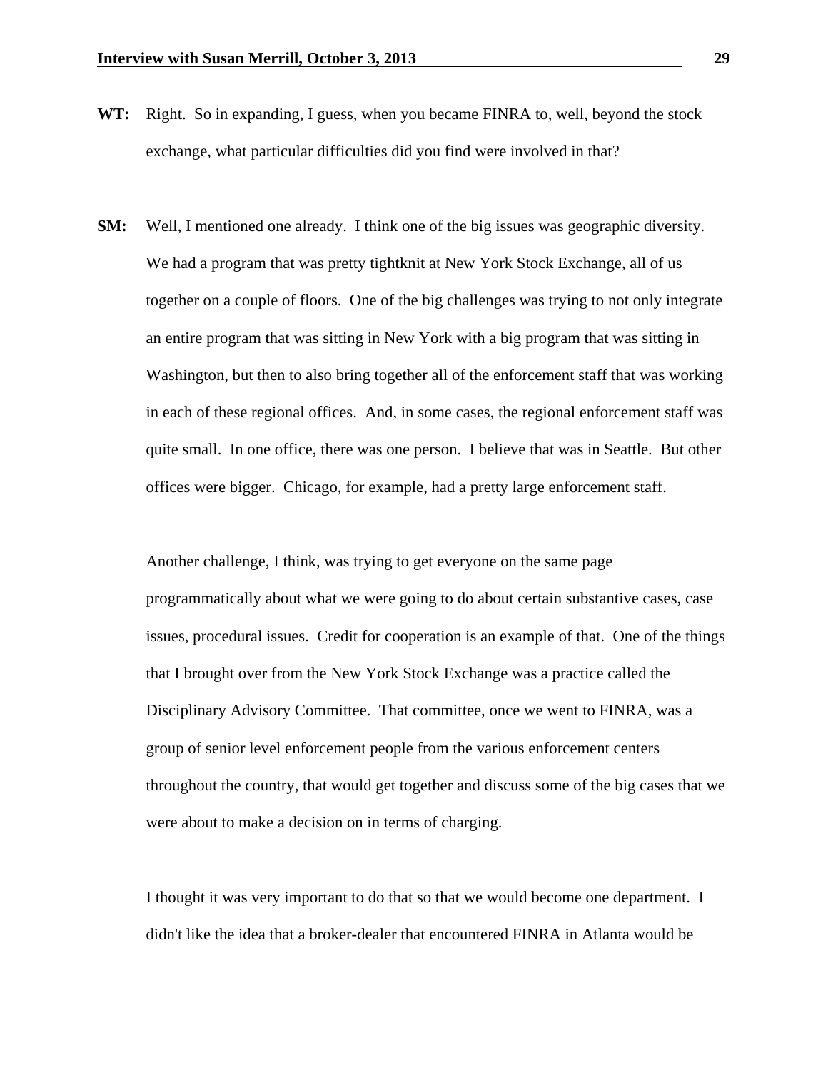**WT:** Right. So in expanding, I guess, when you became FINRA to, well, beyond the stock exchange, what particular difficulties did you find were involved in that?

**SM:** Well, I mentioned one already. I think one of the big issues was geographic diversity. We had a program that was pretty tightknit at New York Stock Exchange, all of us together on a couple of floors. One of the big challenges was trying to not only integrate an entire program that was sitting in New York with a big program that was sitting in Washington, but then to also bring together all of the enforcement staff that was working in each of these regional offices. And, in some cases, the regional enforcement staff was quite small. In one office, there was one person. I believe that was in Seattle. But other offices were bigger. Chicago, for example, had a pretty large enforcement staff.

Another challenge, I think, was trying to get everyone on the same page programmatically about what we were going to do about certain substantive cases, case issues, procedural issues. Credit for cooperation is an example of that. One of the things that I brought over from the New York Stock Exchange was a practice called the Disciplinary Advisory Committee. That committee, once we went to FINRA, was a group of senior level enforcement people from the various enforcement centers throughout the country, that would get together and discuss some of the big cases that we were about to make a decision on in terms of charging.

I thought it was very important to do that so that we would become one department. I didn't like the idea that a broker-dealer that encountered FINRA in Atlanta would be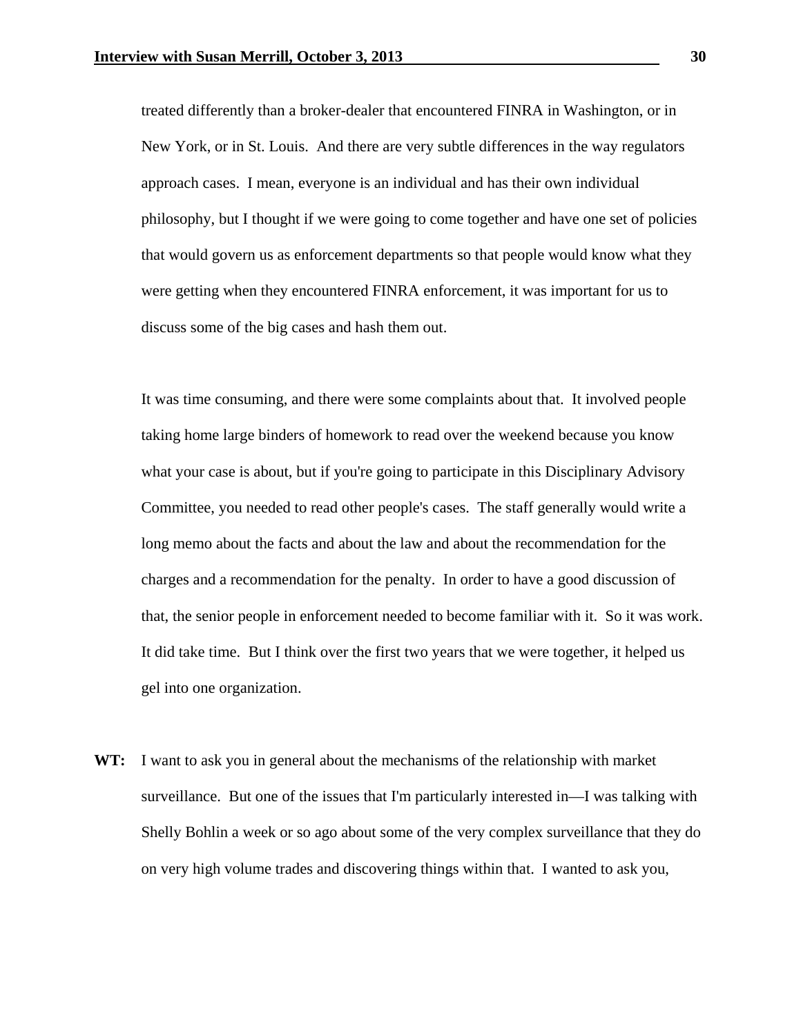treated differently than a broker-dealer that encountered FINRA in Washington, or in New York, or in St. Louis. And there are very subtle differences in the way regulators approach cases. I mean, everyone is an individual and has their own individual philosophy, but I thought if we were going to come together and have one set of policies that would govern us as enforcement departments so that people would know what they were getting when they encountered FINRA enforcement, it was important for us to discuss some of the big cases and hash them out.

It was time consuming, and there were some complaints about that. It involved people taking home large binders of homework to read over the weekend because you know what your case is about, but if you're going to participate in this Disciplinary Advisory Committee, you needed to read other people's cases. The staff generally would write a long memo about the facts and about the law and about the recommendation for the charges and a recommendation for the penalty. In order to have a good discussion of that, the senior people in enforcement needed to become familiar with it. So it was work. It did take time. But I think over the first two years that we were together, it helped us gel into one organization.

**WT:** I want to ask you in general about the mechanisms of the relationship with market surveillance. But one of the issues that I'm particularly interested in—I was talking with Shelly Bohlin a week or so ago about some of the very complex surveillance that they do on very high volume trades and discovering things within that. I wanted to ask you,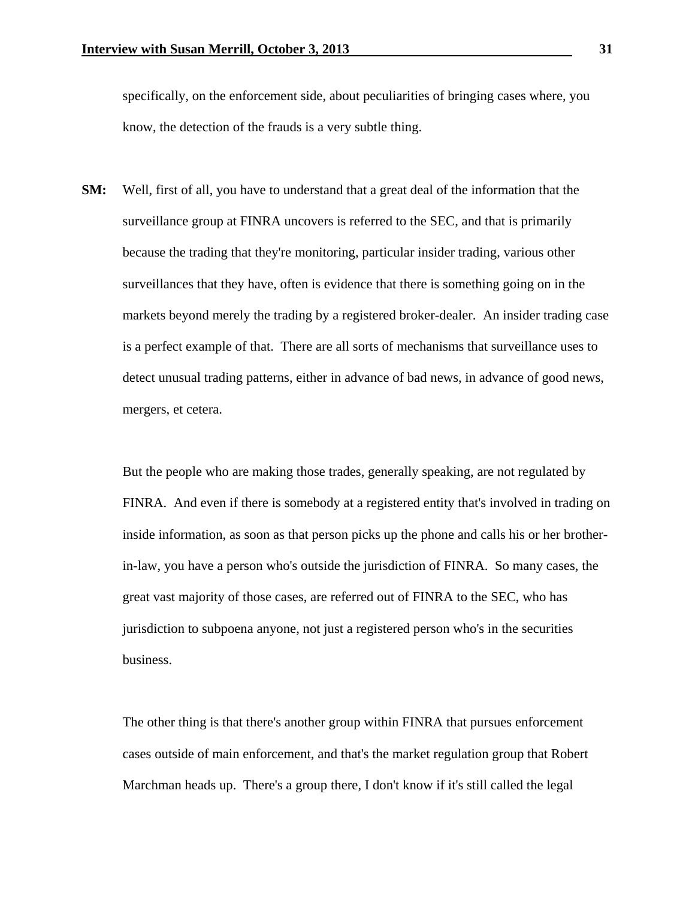specifically, on the enforcement side, about peculiarities of bringing cases where, you know, the detection of the frauds is a very subtle thing.

**SM:** Well, first of all, you have to understand that a great deal of the information that the surveillance group at FINRA uncovers is referred to the SEC, and that is primarily because the trading that they're monitoring, particular insider trading, various other surveillances that they have, often is evidence that there is something going on in the markets beyond merely the trading by a registered broker-dealer. An insider trading case is a perfect example of that. There are all sorts of mechanisms that surveillance uses to detect unusual trading patterns, either in advance of bad news, in advance of good news, mergers, et cetera.

But the people who are making those trades, generally speaking, are not regulated by FINRA. And even if there is somebody at a registered entity that's involved in trading on inside information, as soon as that person picks up the phone and calls his or her brother-in-law, you have a person who's outside the jurisdiction of FINRA. So many cases, the great vast majority of those cases, are referred out of FINRA to the SEC, who has jurisdiction to subpoena anyone, not just a registered person who's in the securities business.

The other thing is that there's another group within FINRA that pursues enforcement cases outside of main enforcement, and that's the market regulation group that Robert Marchman heads up. There's a group there, I don't know if it's still called the legal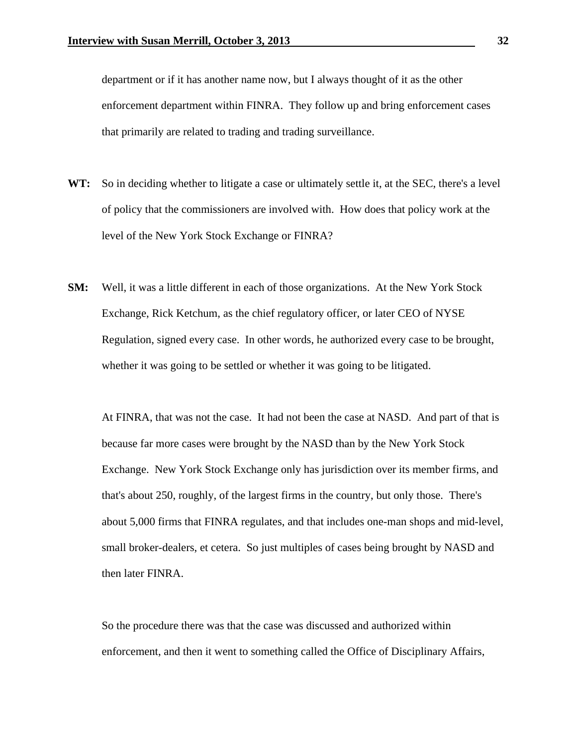department or if it has another name now, but I always thought of it as the other enforcement department within FINRA. They follow up and bring enforcement cases that primarily are related to trading and trading surveillance.

**WT:** So in deciding whether to litigate a case or ultimately settle it, at the SEC, there's a level of policy that the commissioners are involved with. How does that policy work at the level of the New York Stock Exchange or FINRA?

**SM:** Well, it was a little different in each of those organizations. At the New York Stock Exchange, Rick Ketchum, as the chief regulatory officer, or later CEO of NYSE Regulation, signed every case. In other words, he authorized every case to be brought, whether it was going to be settled or whether it was going to be litigated.

At FINRA, that was not the case. It had not been the case at NASD. And part of that is because far more cases were brought by the NASD than by the New York Stock Exchange. New York Stock Exchange only has jurisdiction over its member firms, and that's about 250, roughly, of the largest firms in the country, but only those. There's about 5,000 firms that FINRA regulates, and that includes one-man shops and mid-level, small broker-dealers, et cetera. So just multiples of cases being brought by NASD and then later FINRA.

So the procedure there was that the case was discussed and authorized within enforcement, and then it went to something called the Office of Disciplinary Affairs,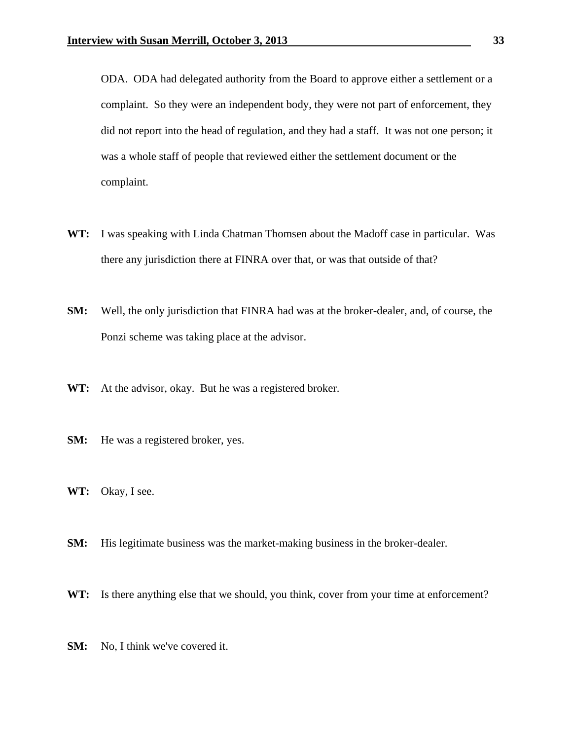ODA. ODA had delegated authority from the Board to approve either a settlement or a complaint. So they were an independent body, they were not part of enforcement, they did not report into the head of regulation, and they had a staff. It was not one person; it was a whole staff of people that reviewed either the settlement document or the complaint.

**WT:** I was speaking with Linda Chatman Thomsen about the Madoff case in particular. Was there any jurisdiction there at FINRA over that, or was that outside of that?

**SM:** Well, the only jurisdiction that FINRA had was at the broker-dealer, and, of course, the Ponzi scheme was taking place at the advisor.

**WT:** At the advisor, okay. But he was a registered broker.

**SM:** He was a registered broker, yes.

**WT:** Okay, I see.

**SM:** His legitimate business was the market-making business in the broker-dealer.

**WT:** Is there anything else that we should, you think, cover from your time at enforcement?

**SM:** No, I think we've covered it.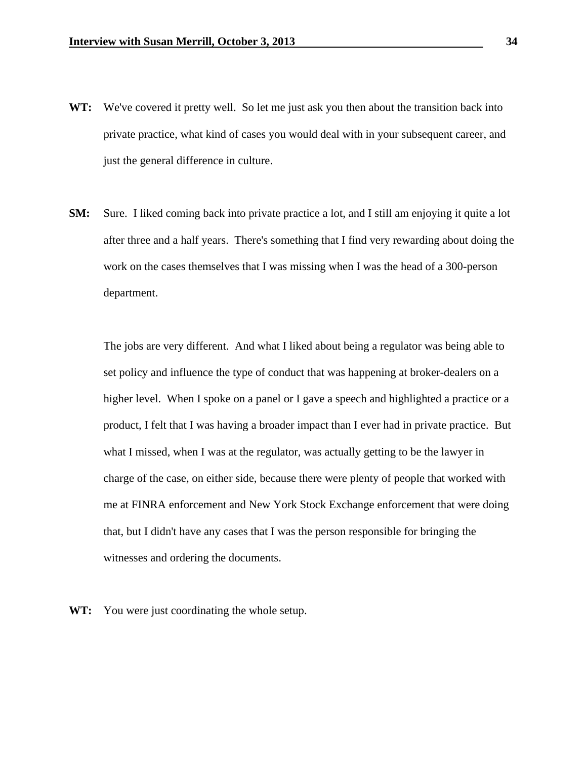**WT:** We've covered it pretty well. So let me just ask you then about the transition back into private practice, what kind of cases you would deal with in your subsequent career, and just the general difference in culture.

**SM:** Sure. I liked coming back into private practice a lot, and I still am enjoying it quite a lot after three and a half years. There's something that I find very rewarding about doing the work on the cases themselves that I was missing when I was the head of a 300-person department.

The jobs are very different. And what I liked about being a regulator was being able to set policy and influence the type of conduct that was happening at broker-dealers on a higher level. When I spoke on a panel or I gave a speech and highlighted a practice or a product, I felt that I was having a broader impact than I ever had in private practice. But what I missed, when I was at the regulator, was actually getting to be the lawyer in charge of the case, on either side, because there were plenty of people that worked with me at FINRA enforcement and New York Stock Exchange enforcement that were doing that, but I didn't have any cases that I was the person responsible for bringing the witnesses and ordering the documents.

**WT:** You were just coordinating the whole setup.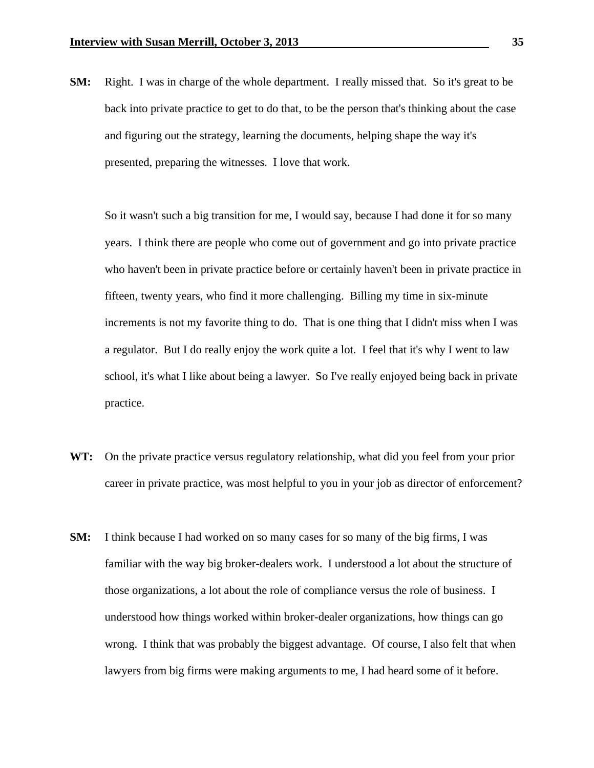**SM:** Right. I was in charge of the whole department. I really missed that. So it's great to be back into private practice to get to do that, to be the person that's thinking about the case and figuring out the strategy, learning the documents, helping shape the way it's presented, preparing the witnesses. I love that work.

So it wasn't such a big transition for me, I would say, because I had done it for so many years. I think there are people who come out of government and go into private practice who haven't been in private practice before or certainly haven't been in private practice in fifteen, twenty years, who find it more challenging. Billing my time in six-minute increments is not my favorite thing to do. That is one thing that I didn't miss when I was a regulator. But I do really enjoy the work quite a lot. I feel that it's why I went to law school, it's what I like about being a lawyer. So I've really enjoyed being back in private practice.

**WT:** On the private practice versus regulatory relationship, what did you feel from your prior career in private practice, was most helpful to you in your job as director of enforcement?

**SM:** I think because I had worked on so many cases for so many of the big firms, I was familiar with the way big broker-dealers work. I understood a lot about the structure of those organizations, a lot about the role of compliance versus the role of business. I understood how things worked within broker-dealer organizations, how things can go wrong. I think that was probably the biggest advantage. Of course, I also felt that when lawyers from big firms were making arguments to me, I had heard some of it before.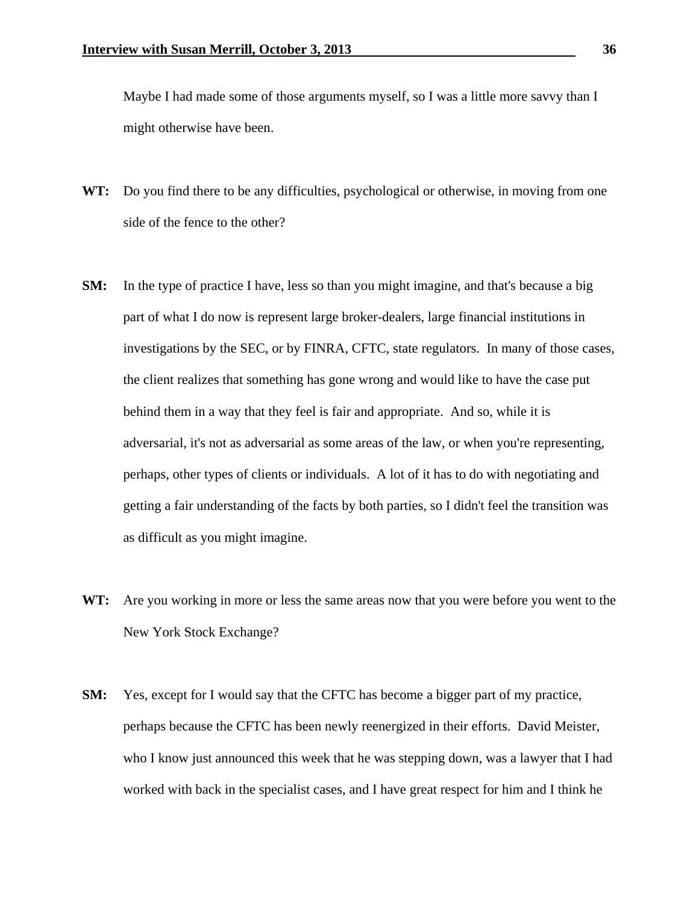Maybe I had made some of those arguments myself, so I was a little more savvy than I might otherwise have been.

**WT:** Do you find there to be any difficulties, psychological or otherwise, in moving from one side of the fence to the other?

**SM:** In the type of practice I have, less so than you might imagine, and that's because a big part of what I do now is represent large broker-dealers, large financial institutions in investigations by the SEC, or by FINRA, CFTC, state regulators. In many of those cases, the client realizes that something has gone wrong and would like to have the case put behind them in a way that they feel is fair and appropriate. And so, while it is adversarial, it's not as adversarial as some areas of the law, or when you're representing, perhaps, other types of clients or individuals. A lot of it has to do with negotiating and getting a fair understanding of the facts by both parties, so I didn't feel the transition was as difficult as you might imagine.

**WT:** Are you working in more or less the same areas now that you were before you went to the New York Stock Exchange?

**SM:** Yes, except for I would say that the CFTC has become a bigger part of my practice, perhaps because the CFTC has been newly reenergized in their efforts. David Meister, who I know just announced this week that he was stepping down, was a lawyer that I had worked with back in the specialist cases, and I have great respect for him and I think he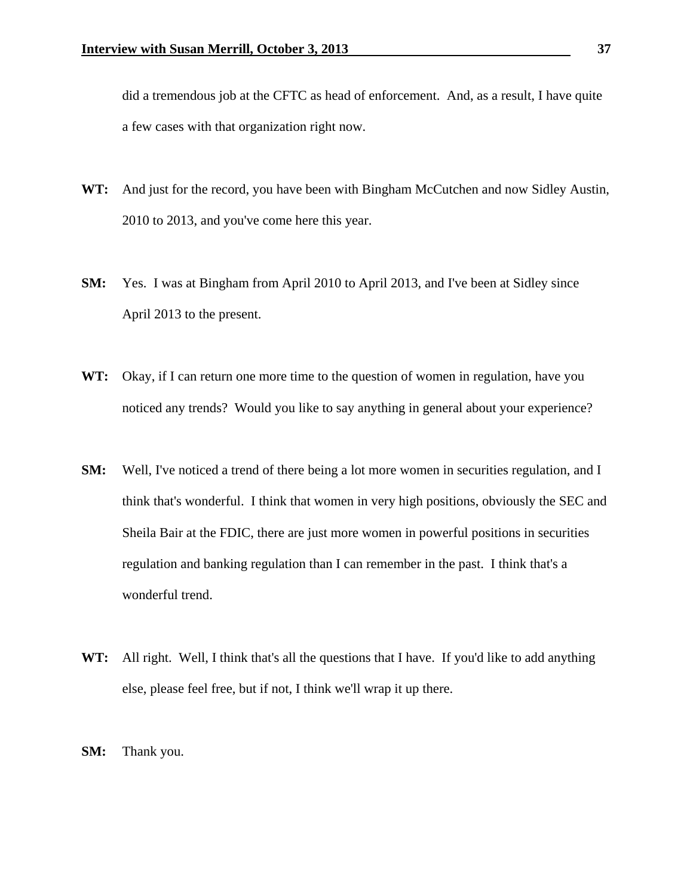did a tremendous job at the CFTC as head of enforcement. And, as a result, I have quite a few cases with that organization right now.

**WT:** And just for the record, you have been with Bingham McCutchen and now Sidley Austin, 2010 to 2013, and you've come here this year.

**SM:** Yes. I was at Bingham from April 2010 to April 2013, and I've been at Sidley since April 2013 to the present.

**WT:** Okay, if I can return one more time to the question of women in regulation, have you noticed any trends? Would you like to say anything in general about your experience?

**SM:** Well, I've noticed a trend of there being a lot more women in securities regulation, and I think that's wonderful. I think that women in very high positions, obviously the SEC and Sheila Bair at the FDIC, there are just more women in powerful positions in securities regulation and banking regulation than I can remember in the past. I think that's a wonderful trend.

**WT:** All right. Well, I think that's all the questions that I have. If you'd like to add anything else, please feel free, but if not, I think we'll wrap it up there.

**SM:** Thank you.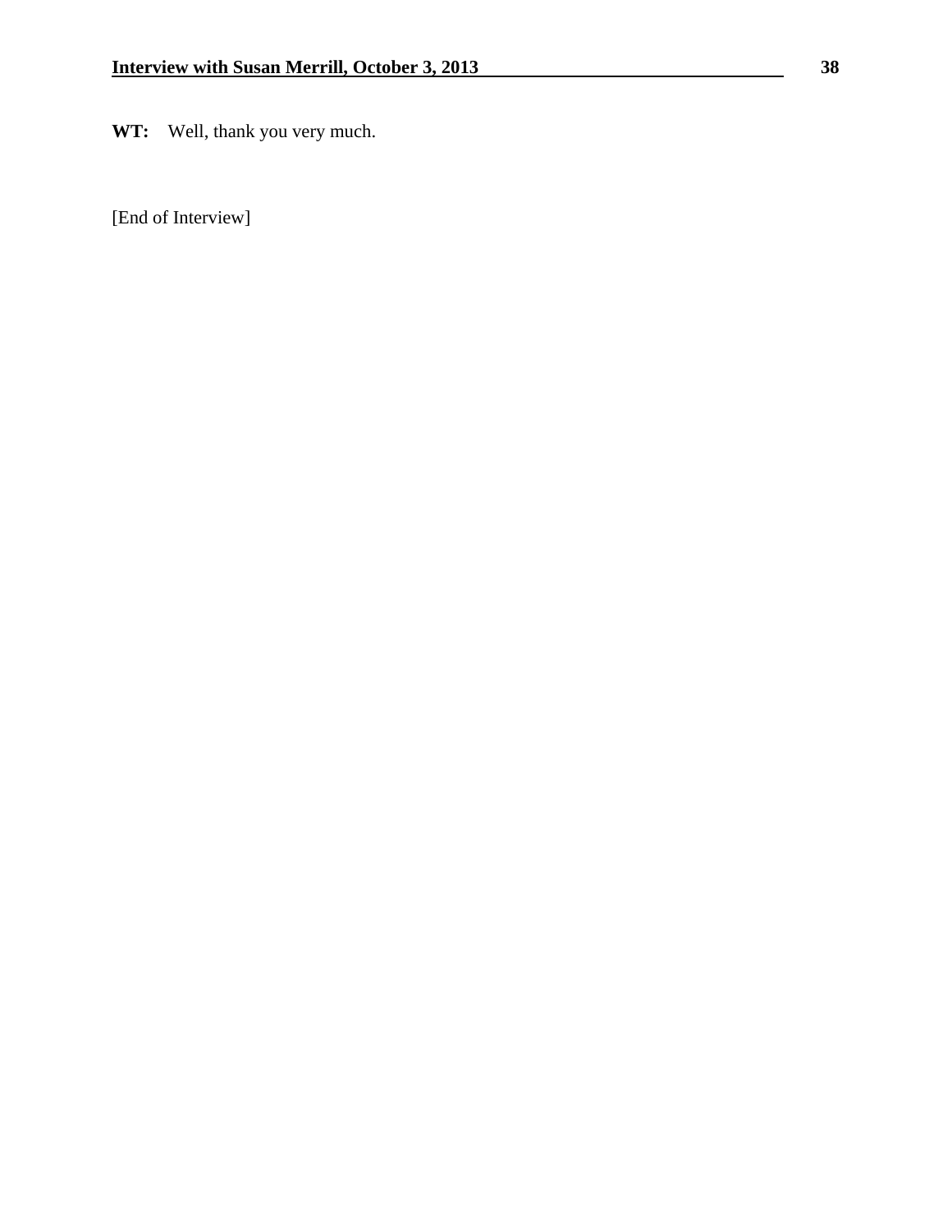**WT:** Well, thank you very much.

[End of Interview]